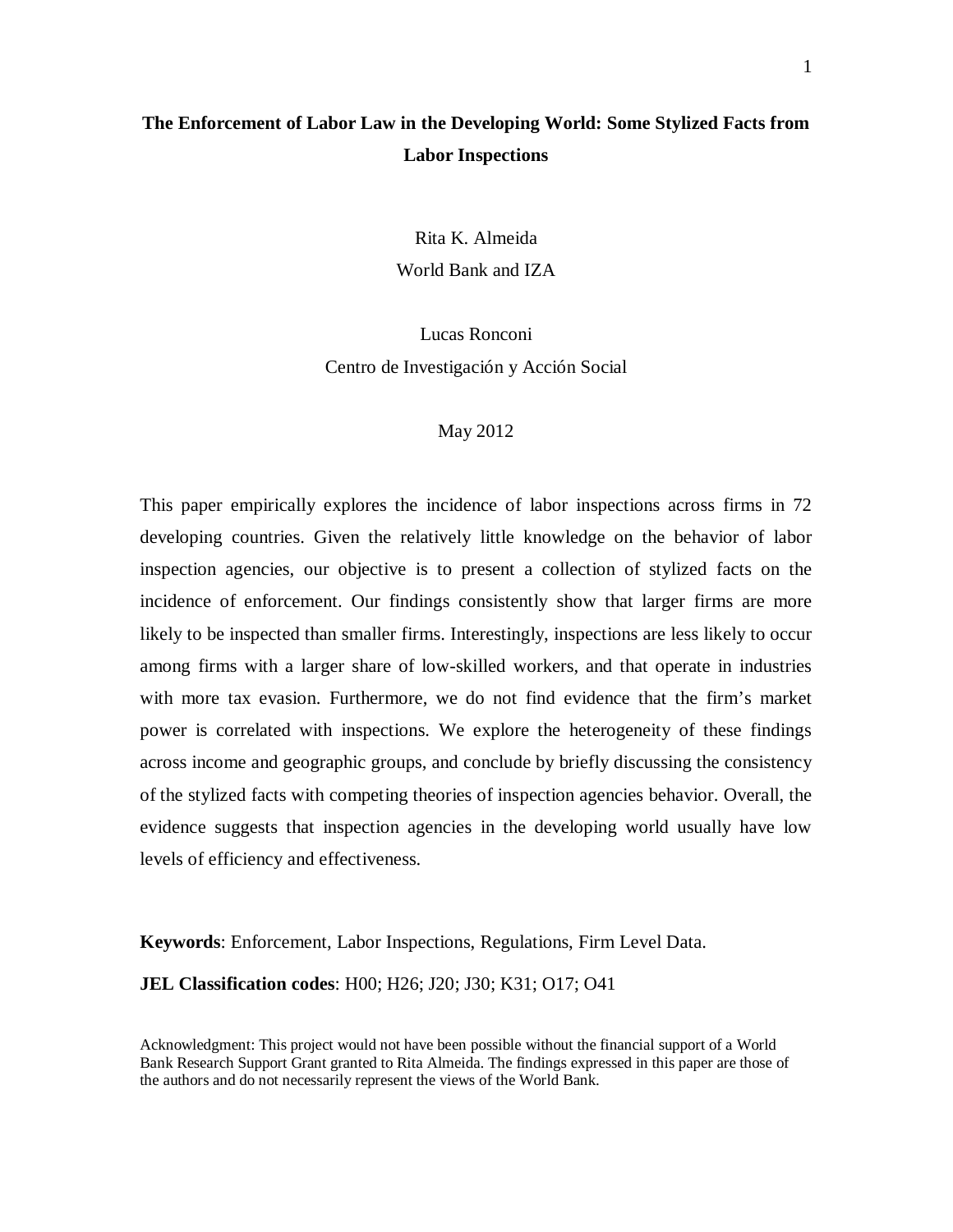# The Enforcement of Labor Law in the Developing World: Some Stylized Facts from Labor Inspections

Rita K. Almeida
World Bank and IZA

Lucas Ronconi
Centro de Investigación y Acción Social

May 2012

This paper empirically explores the incidence of labor inspections across firms in 72 developing countries. Given the relatively little knowledge on the behavior of labor inspection agencies, our objective is to present a collection of stylized facts on the incidence of enforcement. Our findings consistently show that larger firms are more likely to be inspected than smaller firms. Interestingly, inspections are less likely to occur among firms with a larger share of low-skilled workers, and that operate in industries with more tax evasion. Furthermore, we do not find evidence that the firm's market power is correlated with inspections. We explore the heterogeneity of these findings across income and geographic groups, and conclude by briefly discussing the consistency of the stylized facts with competing theories of inspection agencies behavior. Overall, the evidence suggests that inspection agencies in the developing world usually have low levels of efficiency and effectiveness.

**Keywords**: Enforcement, Labor Inspections, Regulations, Firm Level Data.

**JEL Classification codes**: H00; H26; J20; J30; K31; O17; O41

Acknowledgment: This project would not have been possible without the financial support of a World Bank Research Support Grant granted to Rita Almeida. The findings expressed in this paper are those of the authors and do not necessarily represent the views of the World Bank.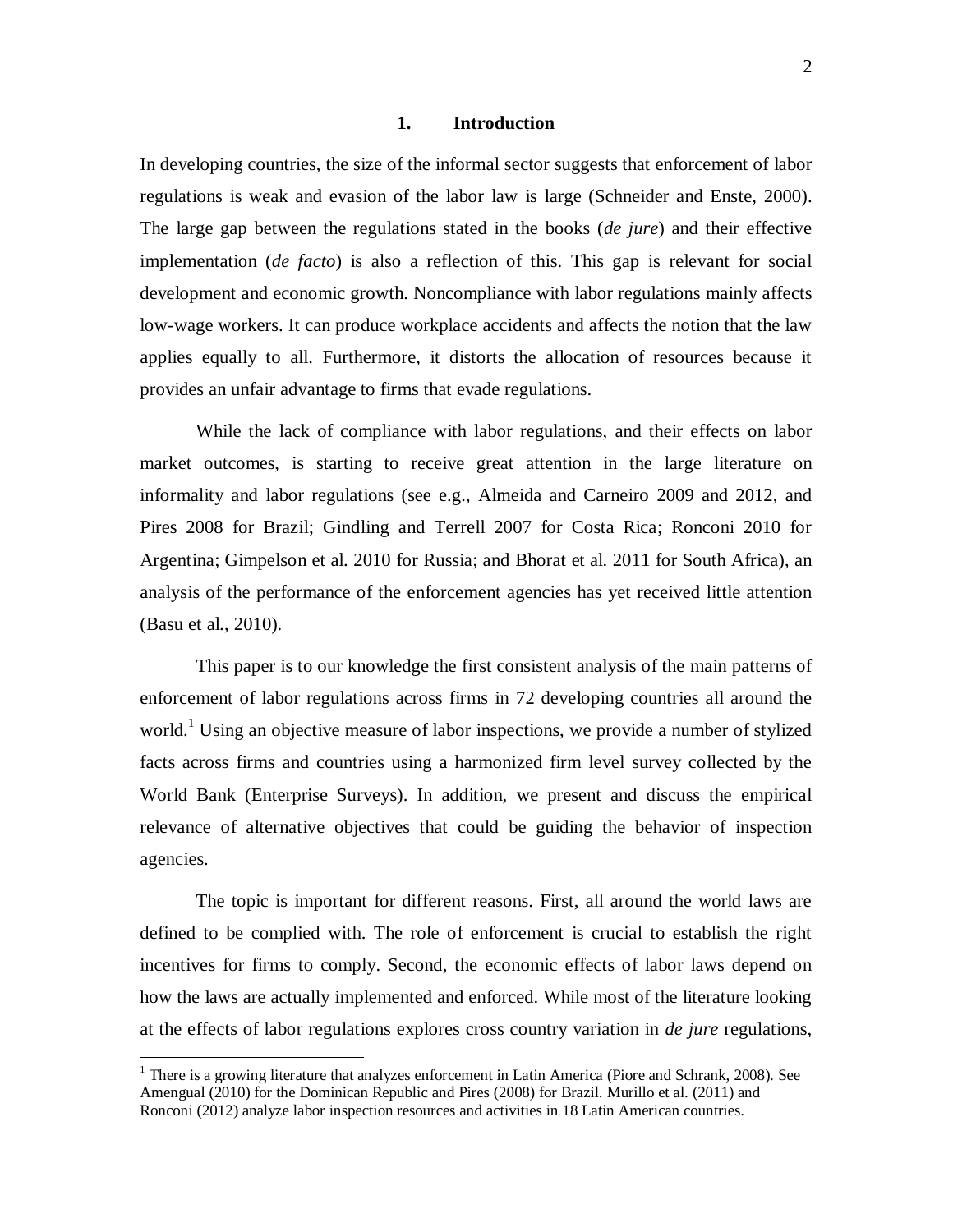# 1. Introduction

In developing countries, the size of the informal sector suggests that enforcement of labor regulations is weak and evasion of the labor law is large (Schneider and Enste, 2000). The large gap between the regulations stated in the books (*de jure*) and their effective implementation (*de facto*) is also a reflection of this. This gap is relevant for social development and economic growth. Noncompliance with labor regulations mainly affects low-wage workers. It can produce workplace accidents and affects the notion that the law applies equally to all. Furthermore, it distorts the allocation of resources because it provides an unfair advantage to firms that evade regulations.

While the lack of compliance with labor regulations, and their effects on labor market outcomes, is starting to receive great attention in the large literature on informality and labor regulations (see e.g., Almeida and Carneiro 2009 and 2012, and Pires 2008 for Brazil; Gindling and Terrell 2007 for Costa Rica; Ronconi 2010 for Argentina; Gimpelson et al. 2010 for Russia; and Bhorat et al. 2011 for South Africa), an analysis of the performance of the enforcement agencies has yet received little attention (Basu et al., 2010).

This paper is to our knowledge the first consistent analysis of the main patterns of enforcement of labor regulations across firms in 72 developing countries all around the world.[1] Using an objective measure of labor inspections, we provide a number of stylized facts across firms and countries using a harmonized firm level survey collected by the World Bank (Enterprise Surveys). In addition, we present and discuss the empirical relevance of alternative objectives that could be guiding the behavior of inspection agencies.

The topic is important for different reasons. First, all around the world laws are defined to be complied with. The role of enforcement is crucial to establish the right incentives for firms to comply. Second, the economic effects of labor laws depend on how the laws are actually implemented and enforced. While most of the literature looking at the effects of labor regulations explores cross country variation in *de jure* regulations,

[1] There is a growing literature that analyzes enforcement in Latin America (Piore and Schrank, 2008). See Amengual (2010) for the Dominican Republic and Pires (2008) for Brazil. Murillo et al. (2011) and Ronconi (2012) analyze labor inspection resources and activities in 18 Latin American countries.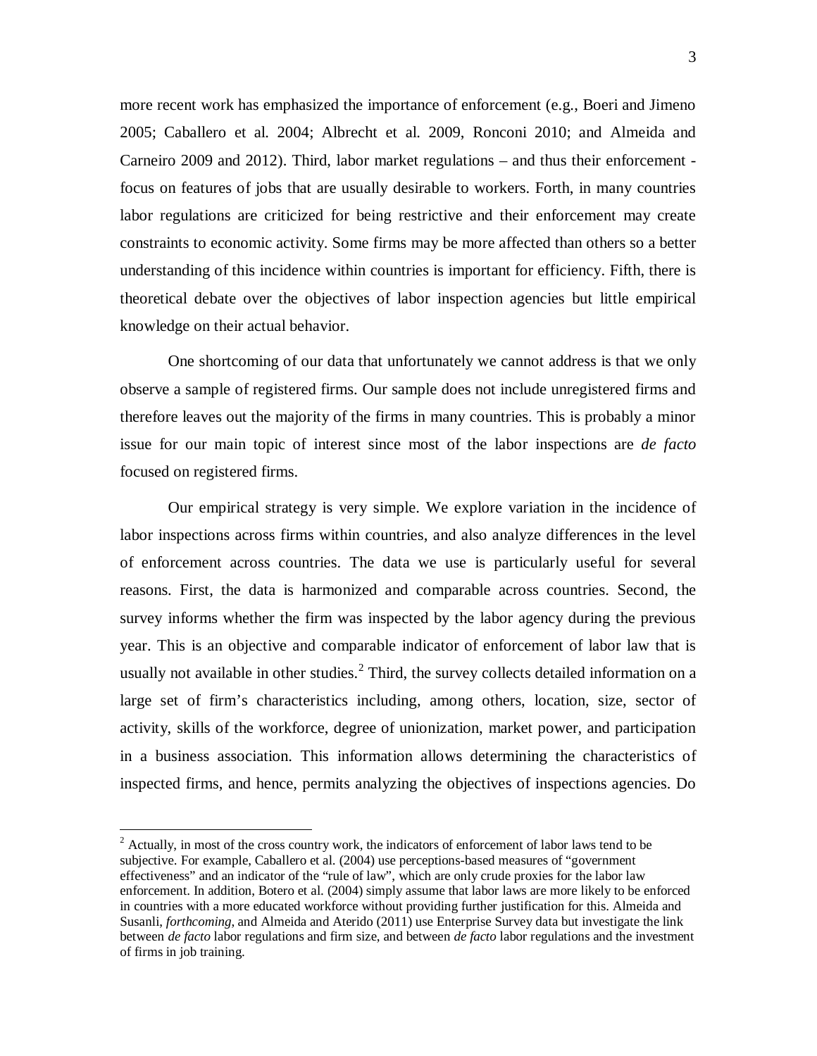more recent work has emphasized the importance of enforcement (e.g., Boeri and Jimeno 2005; Caballero et al. 2004; Albrecht et al. 2009, Ronconi 2010; and Almeida and Carneiro 2009 and 2012). Third, labor market regulations – and thus their enforcement - focus on features of jobs that are usually desirable to workers. Forth, in many countries labor regulations are criticized for being restrictive and their enforcement may create constraints to economic activity. Some firms may be more affected than others so a better understanding of this incidence within countries is important for efficiency. Fifth, there is theoretical debate over the objectives of labor inspection agencies but little empirical knowledge on their actual behavior.

One shortcoming of our data that unfortunately we cannot address is that we only observe a sample of registered firms. Our sample does not include unregistered firms and therefore leaves out the majority of the firms in many countries. This is probably a minor issue for our main topic of interest since most of the labor inspections are *de facto* focused on registered firms.

Our empirical strategy is very simple. We explore variation in the incidence of labor inspections across firms within countries, and also analyze differences in the level of enforcement across countries. The data we use is particularly useful for several reasons. First, the data is harmonized and comparable across countries. Second, the survey informs whether the firm was inspected by the labor agency during the previous year. This is an objective and comparable indicator of enforcement of labor law that is usually not available in other studies.[2] Third, the survey collects detailed information on a large set of firm's characteristics including, among others, location, size, sector of activity, skills of the workforce, degree of unionization, market power, and participation in a business association. This information allows determining the characteristics of inspected firms, and hence, permits analyzing the objectives of inspections agencies. Do

[2] Actually, in most of the cross country work, the indicators of enforcement of labor laws tend to be subjective. For example, Caballero et al. (2004) use perceptions-based measures of "government effectiveness" and an indicator of the "rule of law", which are only crude proxies for the labor law enforcement. In addition, Botero et al. (2004) simply assume that labor laws are more likely to be enforced in countries with a more educated workforce without providing further justification for this. Almeida and Susanli, *forthcoming,* and Almeida and Aterido (2011) use Enterprise Survey data but investigate the link between *de facto* labor regulations and firm size, and between *de facto* labor regulations and the investment of firms in job training.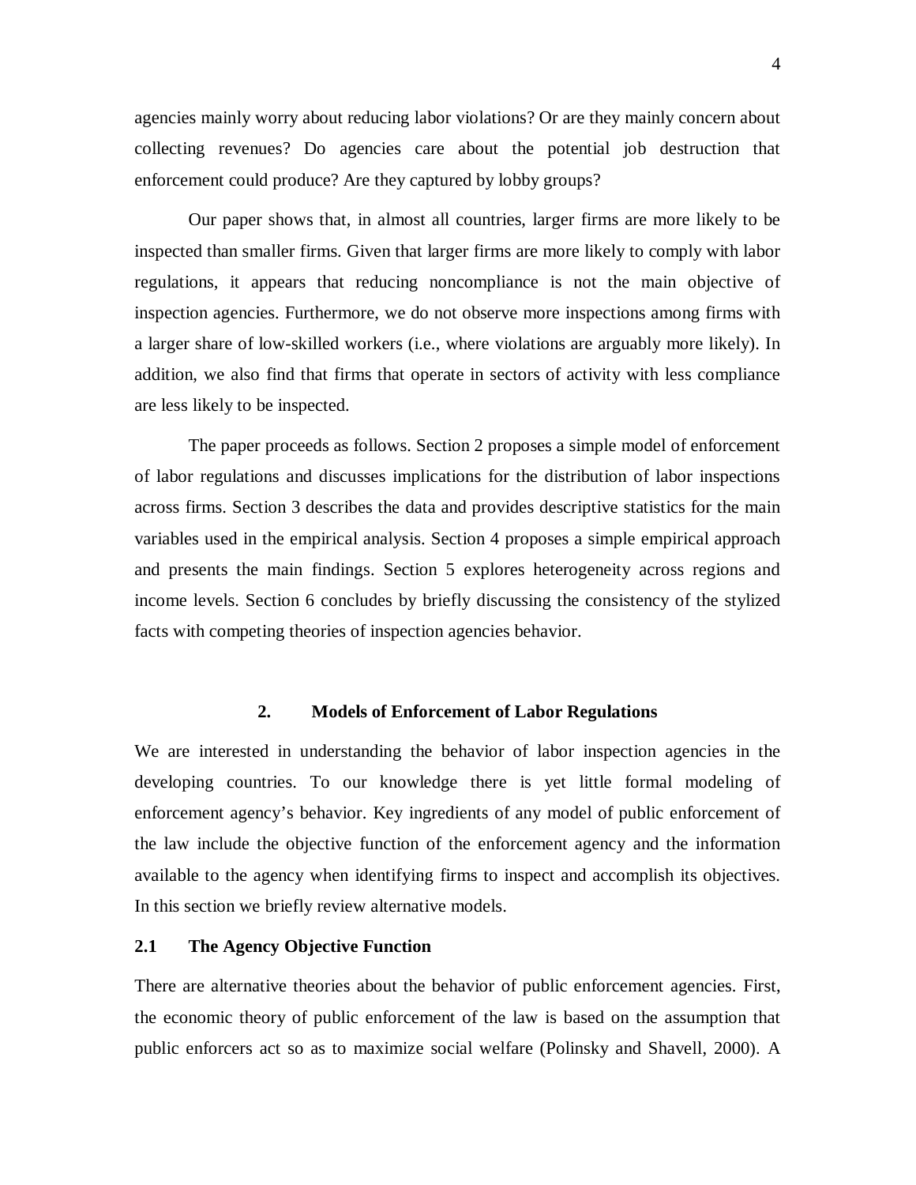agencies mainly worry about reducing labor violations? Or are they mainly concern about collecting revenues? Do agencies care about the potential job destruction that enforcement could produce? Are they captured by lobby groups?

Our paper shows that, in almost all countries, larger firms are more likely to be inspected than smaller firms. Given that larger firms are more likely to comply with labor regulations, it appears that reducing noncompliance is not the main objective of inspection agencies. Furthermore, we do not observe more inspections among firms with a larger share of low-skilled workers (i.e., where violations are arguably more likely). In addition, we also find that firms that operate in sectors of activity with less compliance are less likely to be inspected.

The paper proceeds as follows. Section 2 proposes a simple model of enforcement of labor regulations and discusses implications for the distribution of labor inspections across firms. Section 3 describes the data and provides descriptive statistics for the main variables used in the empirical analysis. Section 4 proposes a simple empirical approach and presents the main findings. Section 5 explores heterogeneity across regions and income levels. Section 6 concludes by briefly discussing the consistency of the stylized facts with competing theories of inspection agencies behavior.

## 2. Models of Enforcement of Labor Regulations

We are interested in understanding the behavior of labor inspection agencies in the developing countries. To our knowledge there is yet little formal modeling of enforcement agency's behavior. Key ingredients of any model of public enforcement of the law include the objective function of the enforcement agency and the information available to the agency when identifying firms to inspect and accomplish its objectives. In this section we briefly review alternative models.

### 2.1 The Agency Objective Function

There are alternative theories about the behavior of public enforcement agencies. First, the economic theory of public enforcement of the law is based on the assumption that public enforcers act so as to maximize social welfare (Polinsky and Shavell, 2000). A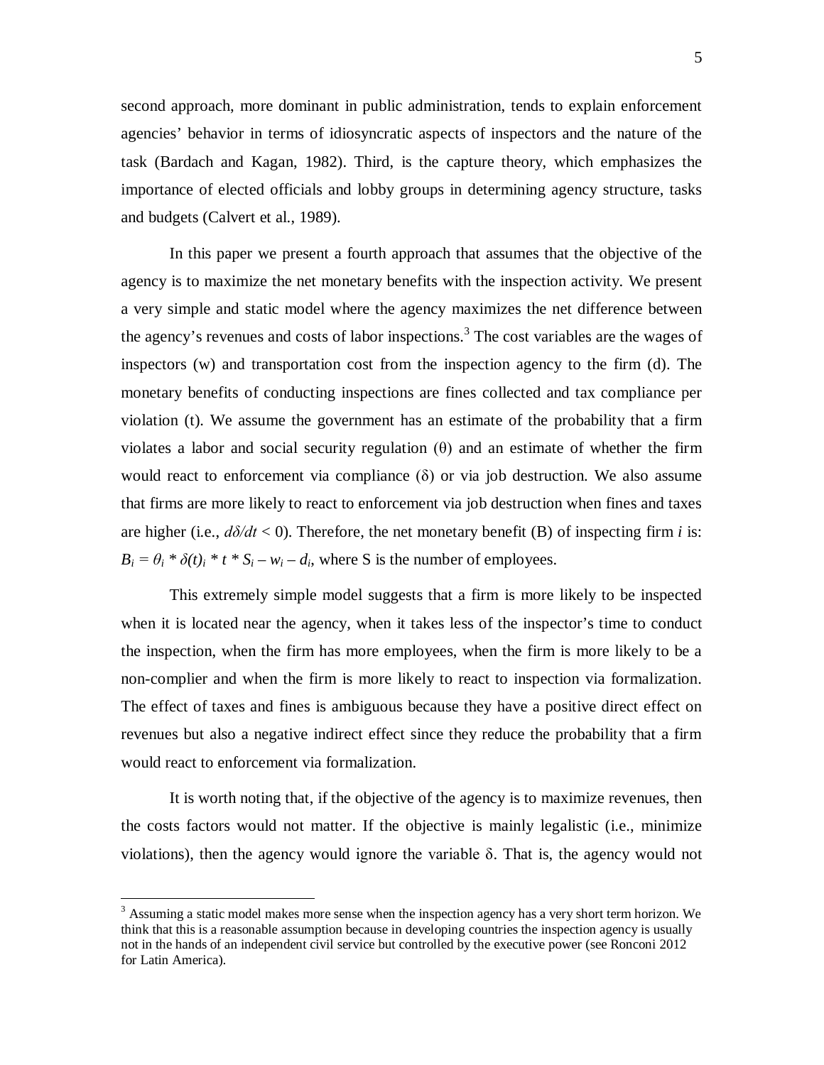second approach, more dominant in public administration, tends to explain enforcement agencies' behavior in terms of idiosyncratic aspects of inspectors and the nature of the task (Bardach and Kagan, 1982). Third, is the capture theory, which emphasizes the importance of elected officials and lobby groups in determining agency structure, tasks and budgets (Calvert et al., 1989).

In this paper we present a fourth approach that assumes that the objective of the agency is to maximize the net monetary benefits with the inspection activity. We present a very simple and static model where the agency maximizes the net difference between the agency's revenues and costs of labor inspections.[3] The cost variables are the wages of inspectors (w) and transportation cost from the inspection agency to the firm (d). The monetary benefits of conducting inspections are fines collected and tax compliance per violation (t). We assume the government has an estimate of the probability that a firm violates a labor and social security regulation ($\theta$) and an estimate of whether the firm would react to enforcement via compliance ($\delta$) or via job destruction. We also assume that firms are more likely to react to enforcement via job destruction when fines and taxes are higher (i.e., $d\delta/dt < 0$). Therefore, the net monetary benefit (B) of inspecting firm *i* is: $B_i = \theta_i * \delta(t)_i * t * S_i - w_i - d_i$, where S is the number of employees.

This extremely simple model suggests that a firm is more likely to be inspected when it is located near the agency, when it takes less of the inspector's time to conduct the inspection, when the firm has more employees, when the firm is more likely to be a non-complier and when the firm is more likely to react to inspection via formalization. The effect of taxes and fines is ambiguous because they have a positive direct effect on revenues but also a negative indirect effect since they reduce the probability that a firm would react to enforcement via formalization.

It is worth noting that, if the objective of the agency is to maximize revenues, then the costs factors would not matter. If the objective is mainly legalistic (i.e., minimize violations), then the agency would ignore the variable $\delta$. That is, the agency would not

[3] Assuming a static model makes more sense when the inspection agency has a very short term horizon. We think that this is a reasonable assumption because in developing countries the inspection agency is usually not in the hands of an independent civil service but controlled by the executive power (see Ronconi 2012 for Latin America).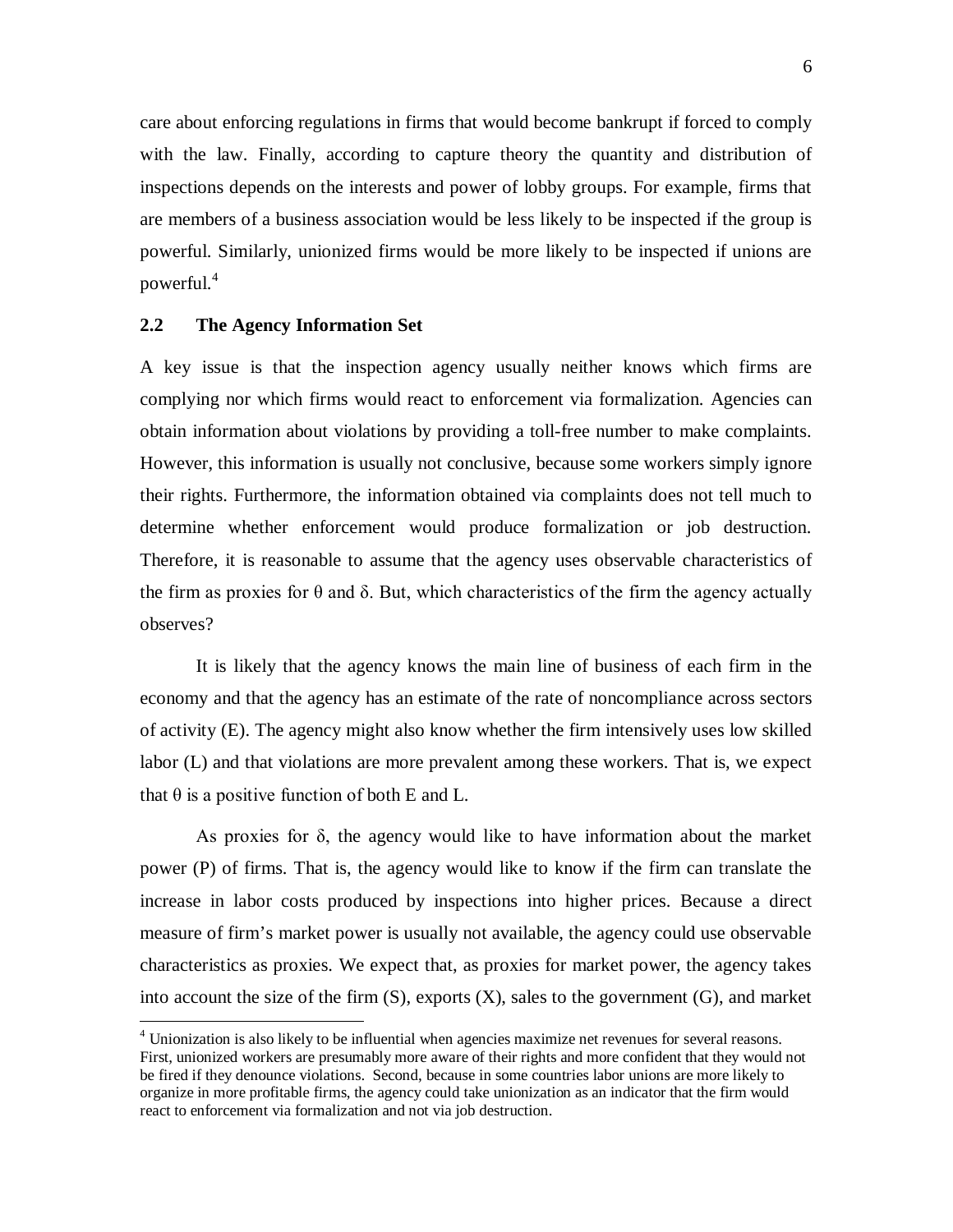care about enforcing regulations in firms that would become bankrupt if forced to comply with the law. Finally, according to capture theory the quantity and distribution of inspections depends on the interests and power of lobby groups. For example, firms that are members of a business association would be less likely to be inspected if the group is powerful. Similarly, unionized firms would be more likely to be inspected if unions are powerful.[4]

## 2.2 The Agency Information Set

A key issue is that the inspection agency usually neither knows which firms are complying nor which firms would react to enforcement via formalization. Agencies can obtain information about violations by providing a toll-free number to make complaints. However, this information is usually not conclusive, because some workers simply ignore their rights. Furthermore, the information obtained via complaints does not tell much to determine whether enforcement would produce formalization or job destruction. Therefore, it is reasonable to assume that the agency uses observable characteristics of the firm as proxies for $\theta$ and $\delta$. But, which characteristics of the firm the agency actually observes?

It is likely that the agency knows the main line of business of each firm in the economy and that the agency has an estimate of the rate of noncompliance across sectors of activity (E). The agency might also know whether the firm intensively uses low skilled labor (L) and that violations are more prevalent among these workers. That is, we expect that $\theta$ is a positive function of both E and L.

As proxies for $\delta$, the agency would like to have information about the market power (P) of firms. That is, the agency would like to know if the firm can translate the increase in labor costs produced by inspections into higher prices. Because a direct measure of firm's market power is usually not available, the agency could use observable characteristics as proxies. We expect that, as proxies for market power, the agency takes into account the size of the firm (S), exports (X), sales to the government (G), and market

[4] Unionization is also likely to be influential when agencies maximize net revenues for several reasons. First, unionized workers are presumably more aware of their rights and more confident that they would not be fired if they denounce violations. Second, because in some countries labor unions are more likely to organize in more profitable firms, the agency could take unionization as an indicator that the firm would react to enforcement via formalization and not via job destruction.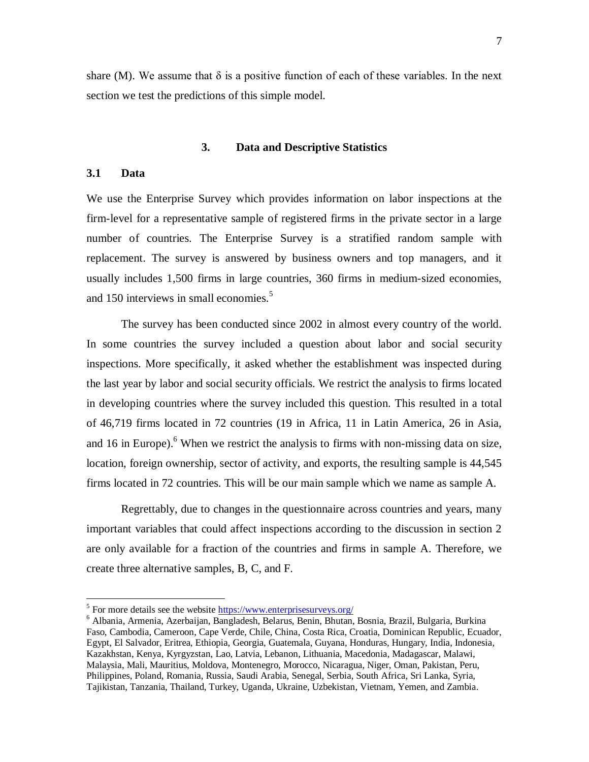share (M). We assume that δ is a positive function of each of these variables. In the next section we test the predictions of this simple model.

## 3. Data and Descriptive Statistics

### 3.1 Data

We use the Enterprise Survey which provides information on labor inspections at the firm-level for a representative sample of registered firms in the private sector in a large number of countries. The Enterprise Survey is a stratified random sample with replacement. The survey is answered by business owners and top managers, and it usually includes 1,500 firms in large countries, 360 firms in medium-sized economies, and 150 interviews in small economies.[5]

The survey has been conducted since 2002 in almost every country of the world. In some countries the survey included a question about labor and social security inspections. More specifically, it asked whether the establishment was inspected during the last year by labor and social security officials. We restrict the analysis to firms located in developing countries where the survey included this question. This resulted in a total of 46,719 firms located in 72 countries (19 in Africa, 11 in Latin America, 26 in Asia, and 16 in Europe).[6] When we restrict the analysis to firms with non-missing data on size, location, foreign ownership, sector of activity, and exports, the resulting sample is 44,545 firms located in 72 countries. This will be our main sample which we name as sample A.

Regrettably, due to changes in the questionnaire across countries and years, many important variables that could affect inspections according to the discussion in section 2 are only available for a fraction of the countries and firms in sample A. Therefore, we create three alternative samples, B, C, and F.

---

[5] For more details see the website https://www.enterprisesurveys.org/

[6] Albania, Armenia, Azerbaijan, Bangladesh, Belarus, Benin, Bhutan, Bosnia, Brazil, Bulgaria, Burkina Faso, Cambodia, Cameroon, Cape Verde, Chile, China, Costa Rica, Croatia, Dominican Republic, Ecuador, Egypt, El Salvador, Eritrea, Ethiopia, Georgia, Guatemala, Guyana, Honduras, Hungary, India, Indonesia, Kazakhstan, Kenya, Kyrgyzstan, Lao, Latvia, Lebanon, Lithuania, Macedonia, Madagascar, Malawi, Malaysia, Mali, Mauritius, Moldova, Montenegro, Morocco, Nicaragua, Niger, Oman, Pakistan, Peru, Philippines, Poland, Romania, Russia, Saudi Arabia, Senegal, Serbia, South Africa, Sri Lanka, Syria, Tajikistan, Tanzania, Thailand, Turkey, Uganda, Ukraine, Uzbekistan, Vietnam, Yemen, and Zambia.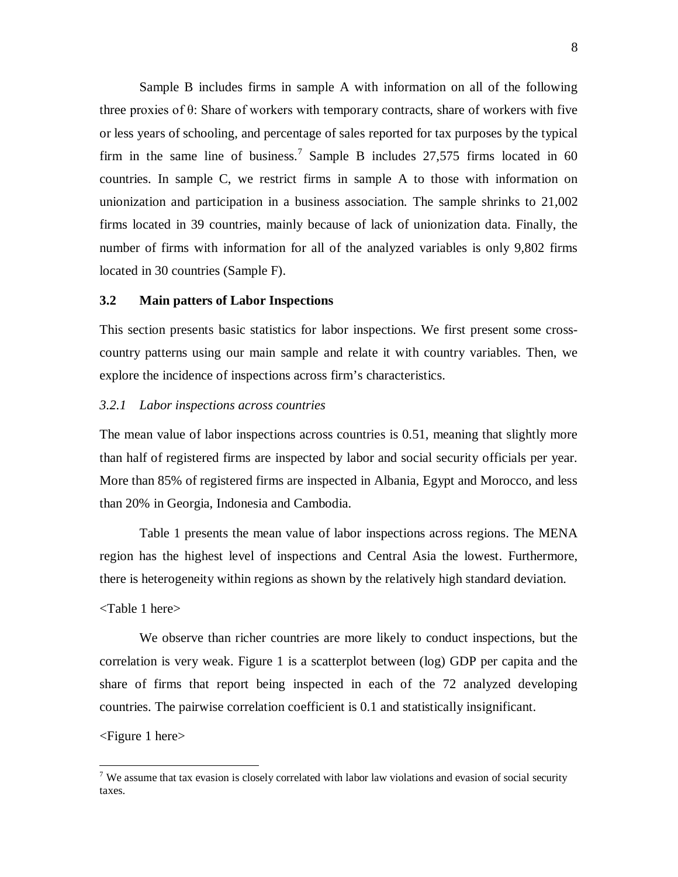Sample B includes firms in sample A with information on all of the following three proxies of $\theta$: Share of workers with temporary contracts, share of workers with five or less years of schooling, and percentage of sales reported for tax purposes by the typical firm in the same line of business.[7] Sample B includes 27,575 firms located in 60 countries. In sample C, we restrict firms in sample A to those with information on unionization and participation in a business association. The sample shrinks to 21,002 firms located in 39 countries, mainly because of lack of unionization data. Finally, the number of firms with information for all of the analyzed variables is only 9,802 firms located in 30 countries (Sample F).

### 3.2 Main patters of Labor Inspections

This section presents basic statistics for labor inspections. We first present some cross-country patterns using our main sample and relate it with country variables. Then, we explore the incidence of inspections across firm's characteristics.

#### *3.2.1 Labor inspections across countries*

The mean value of labor inspections across countries is 0.51, meaning that slightly more than half of registered firms are inspected by labor and social security officials per year. More than 85% of registered firms are inspected in Albania, Egypt and Morocco, and less than 20% in Georgia, Indonesia and Cambodia.

Table 1 presents the mean value of labor inspections across regions. The MENA region has the highest level of inspections and Central Asia the lowest. Furthermore, there is heterogeneity within regions as shown by the relatively high standard deviation.

<Table 1 here>

We observe than richer countries are more likely to conduct inspections, but the correlation is very weak. Figure 1 is a scatterplot between (log) GDP per capita and the share of firms that report being inspected in each of the 72 analyzed developing countries. The pairwise correlation coefficient is 0.1 and statistically insignificant.

<Figure 1 here>

---

[7] We assume that tax evasion is closely correlated with labor law violations and evasion of social security taxes.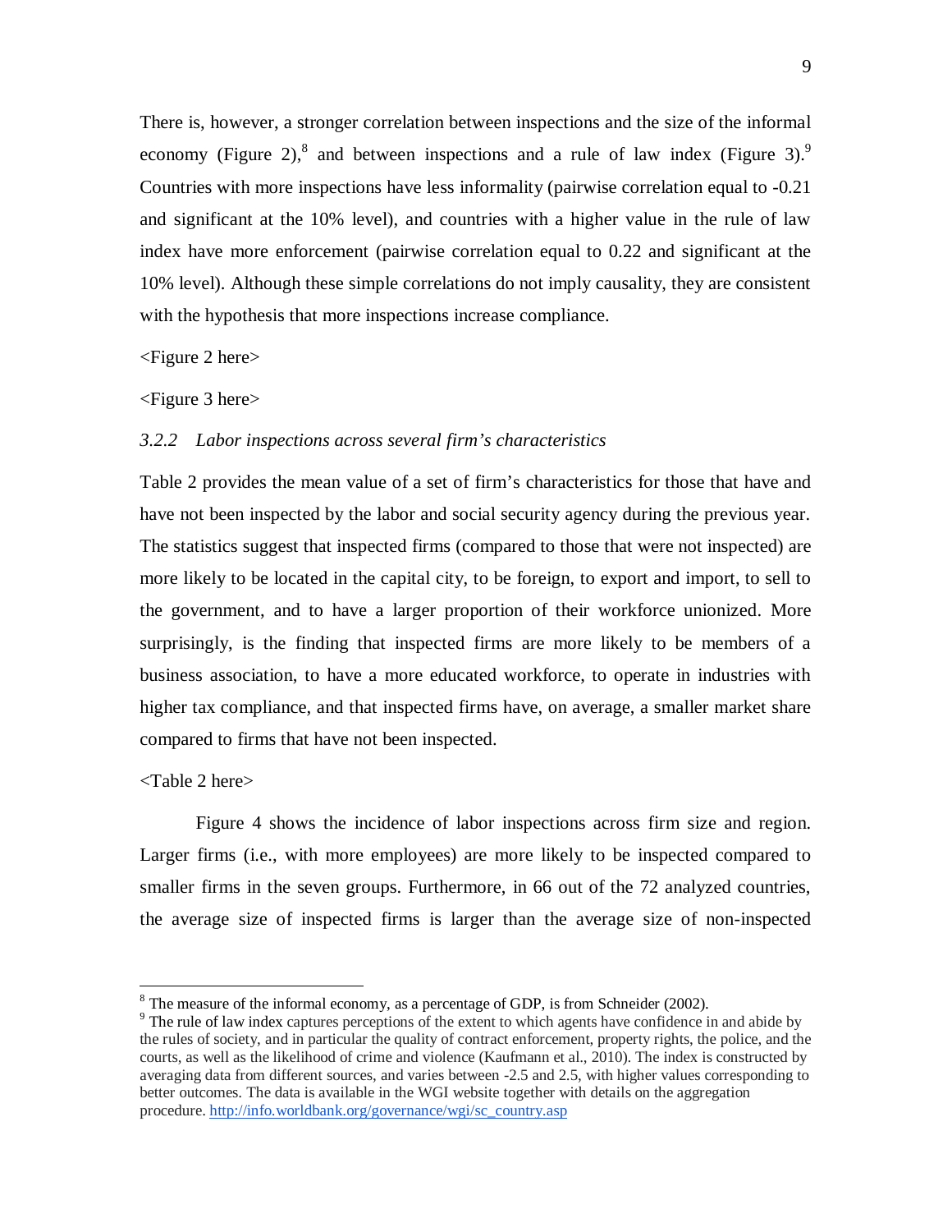There is, however, a stronger correlation between inspections and the size of the informal economy (Figure 2),[8] and between inspections and a rule of law index (Figure 3).[9] Countries with more inspections have less informality (pairwise correlation equal to -0.21 and significant at the 10% level), and countries with a higher value in the rule of law index have more enforcement (pairwise correlation equal to 0.22 and significant at the 10% level). Although these simple correlations do not imply causality, they are consistent with the hypothesis that more inspections increase compliance.

<Figure 2 here>

<Figure 3 here>

### *3.2.2 Labor inspections across several firm's characteristics*

Table 2 provides the mean value of a set of firm's characteristics for those that have and have not been inspected by the labor and social security agency during the previous year. The statistics suggest that inspected firms (compared to those that were not inspected) are more likely to be located in the capital city, to be foreign, to export and import, to sell to the government, and to have a larger proportion of their workforce unionized. More surprisingly, is the finding that inspected firms are more likely to be members of a business association, to have a more educated workforce, to operate in industries with higher tax compliance, and that inspected firms have, on average, a smaller market share compared to firms that have not been inspected.

<Table 2 here>

Figure 4 shows the incidence of labor inspections across firm size and region. Larger firms (i.e., with more employees) are more likely to be inspected compared to smaller firms in the seven groups. Furthermore, in 66 out of the 72 analyzed countries, the average size of inspected firms is larger than the average size of non-inspected

---

[8] The measure of the informal economy, as a percentage of GDP, is from Schneider (2002).

[9] The rule of law index captures perceptions of the extent to which agents have confidence in and abide by the rules of society, and in particular the quality of contract enforcement, property rights, the police, and the courts, as well as the likelihood of crime and violence (Kaufmann et al., 2010). The index is constructed by averaging data from different sources, and varies between -2.5 and 2.5, with higher values corresponding to better outcomes. The data is available in the WGI website together with details on the aggregation procedure. http://info.worldbank.org/governance/wgi/sc_country.asp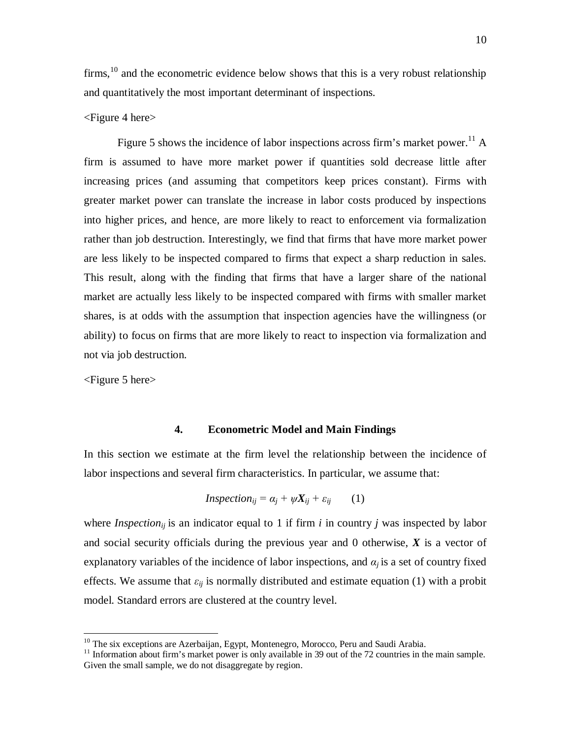firms,[10] and the econometric evidence below shows that this is a very robust relationship and quantitatively the most important determinant of inspections.

<Figure 4 here>

Figure 5 shows the incidence of labor inspections across firm's market power.[11] A firm is assumed to have more market power if quantities sold decrease little after increasing prices (and assuming that competitors keep prices constant). Firms with greater market power can translate the increase in labor costs produced by inspections into higher prices, and hence, are more likely to react to enforcement via formalization rather than job destruction. Interestingly, we find that firms that have more market power are less likely to be inspected compared to firms that expect a sharp reduction in sales. This result, along with the finding that firms that have a larger share of the national market are actually less likely to be inspected compared with firms with smaller market shares, is at odds with the assumption that inspection agencies have the willingness (or ability) to focus on firms that are more likely to react to inspection via formalization and not via job destruction.

<Figure 5 here>

## 4. Econometric Model and Main Findings

In this section we estimate at the firm level the relationship between the incidence of labor inspections and several firm characteristics. In particular, we assume that:

$$Inspection_{ij} = \alpha_j + \psi \boldsymbol{X}_{ij} + \varepsilon_{ij} \qquad (1)$$

where $Inspection_{ij}$ is an indicator equal to 1 if firm $i$ in country $j$ was inspected by labor and social security officials during the previous year and 0 otherwise, $\boldsymbol{X}$ is a vector of explanatory variables of the incidence of labor inspections, and $\alpha_j$ is a set of country fixed effects. We assume that $\varepsilon_{ij}$ is normally distributed and estimate equation (1) with a probit model. Standard errors are clustered at the country level.

---

[10] The six exceptions are Azerbaijan, Egypt, Montenegro, Morocco, Peru and Saudi Arabia.

[11] Information about firm's market power is only available in 39 out of the 72 countries in the main sample. Given the small sample, we do not disaggregate by region.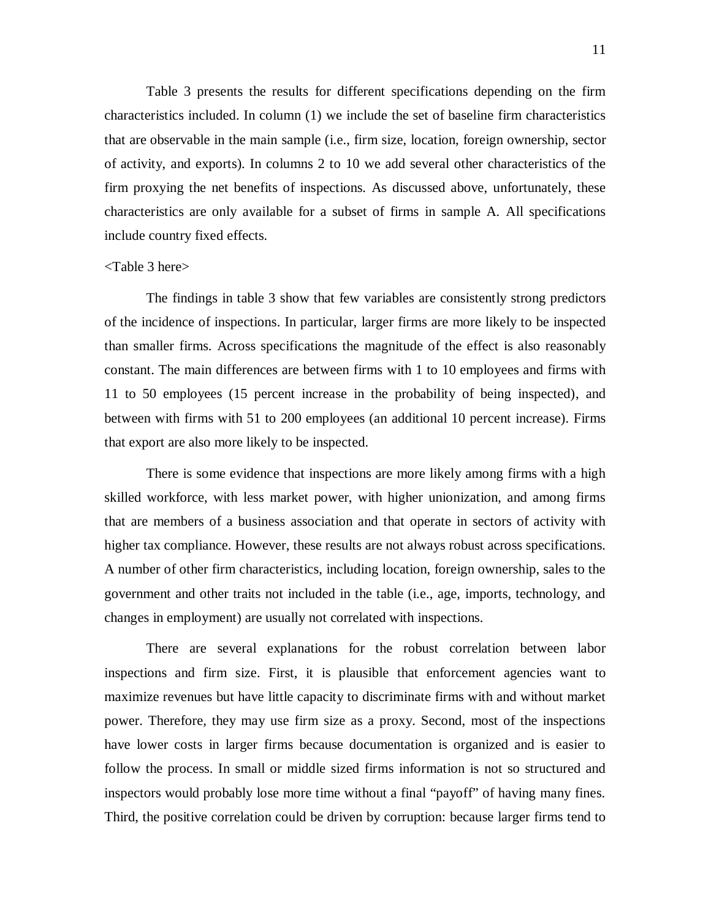Table 3 presents the results for different specifications depending on the firm characteristics included. In column (1) we include the set of baseline firm characteristics that are observable in the main sample (i.e., firm size, location, foreign ownership, sector of activity, and exports). In columns 2 to 10 we add several other characteristics of the firm proxying the net benefits of inspections. As discussed above, unfortunately, these characteristics are only available for a subset of firms in sample A. All specifications include country fixed effects.

<Table 3 here>

The findings in table 3 show that few variables are consistently strong predictors of the incidence of inspections. In particular, larger firms are more likely to be inspected than smaller firms. Across specifications the magnitude of the effect is also reasonably constant. The main differences are between firms with 1 to 10 employees and firms with 11 to 50 employees (15 percent increase in the probability of being inspected), and between with firms with 51 to 200 employees (an additional 10 percent increase). Firms that export are also more likely to be inspected.

There is some evidence that inspections are more likely among firms with a high skilled workforce, with less market power, with higher unionization, and among firms that are members of a business association and that operate in sectors of activity with higher tax compliance. However, these results are not always robust across specifications. A number of other firm characteristics, including location, foreign ownership, sales to the government and other traits not included in the table (i.e., age, imports, technology, and changes in employment) are usually not correlated with inspections.

There are several explanations for the robust correlation between labor inspections and firm size. First, it is plausible that enforcement agencies want to maximize revenues but have little capacity to discriminate firms with and without market power. Therefore, they may use firm size as a proxy. Second, most of the inspections have lower costs in larger firms because documentation is organized and is easier to follow the process. In small or middle sized firms information is not so structured and inspectors would probably lose more time without a final "payoff" of having many fines. Third, the positive correlation could be driven by corruption: because larger firms tend to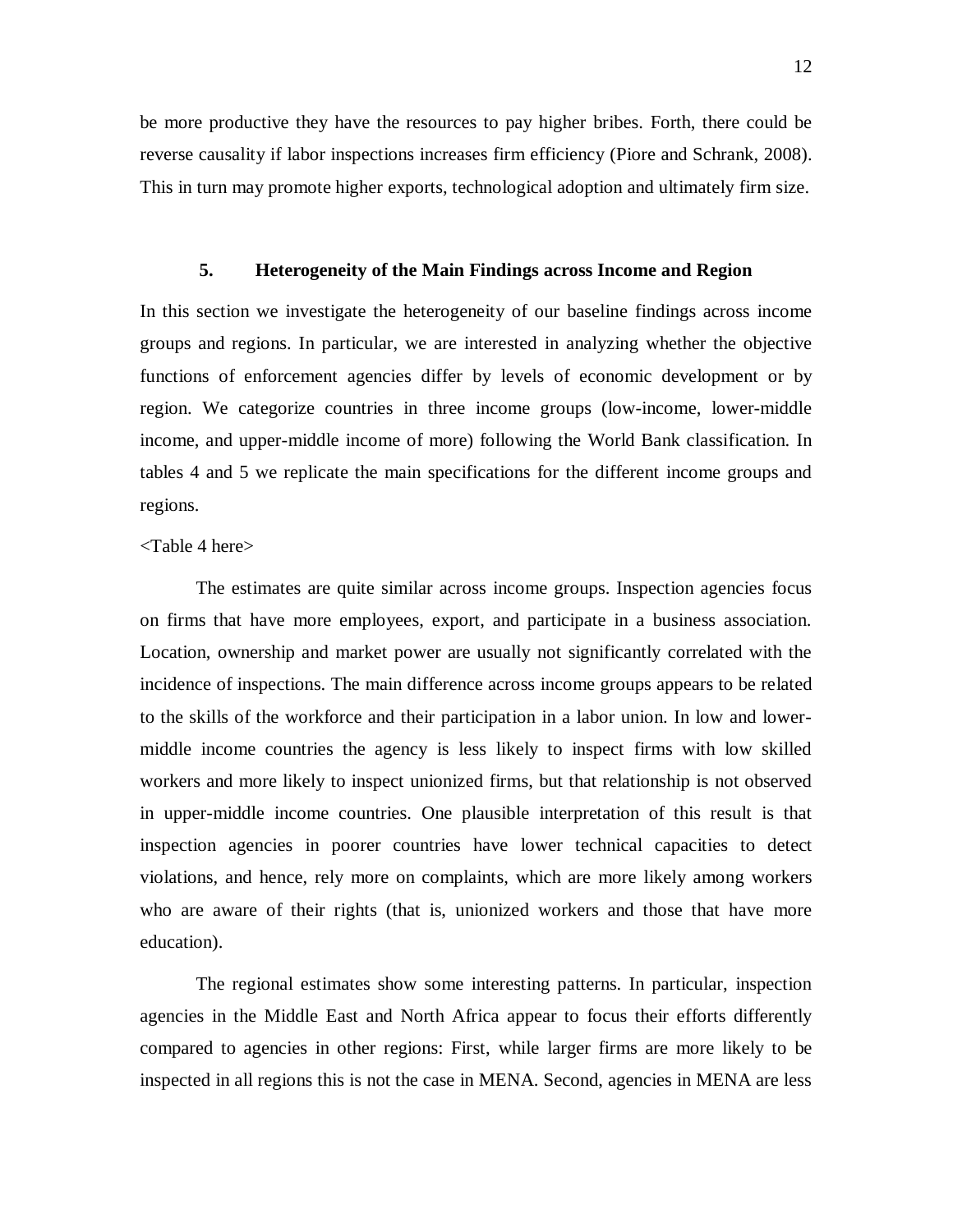be more productive they have the resources to pay higher bribes. Forth, there could be reverse causality if labor inspections increases firm efficiency (Piore and Schrank, 2008). This in turn may promote higher exports, technological adoption and ultimately firm size.

## 5. Heterogeneity of the Main Findings across Income and Region

In this section we investigate the heterogeneity of our baseline findings across income groups and regions. In particular, we are interested in analyzing whether the objective functions of enforcement agencies differ by levels of economic development or by region. We categorize countries in three income groups (low-income, lower-middle income, and upper-middle income of more) following the World Bank classification. In tables 4 and 5 we replicate the main specifications for the different income groups and regions.

<Table 4 here>

The estimates are quite similar across income groups. Inspection agencies focus on firms that have more employees, export, and participate in a business association. Location, ownership and market power are usually not significantly correlated with the incidence of inspections. The main difference across income groups appears to be related to the skills of the workforce and their participation in a labor union. In low and lower-middle income countries the agency is less likely to inspect firms with low skilled workers and more likely to inspect unionized firms, but that relationship is not observed in upper-middle income countries. One plausible interpretation of this result is that inspection agencies in poorer countries have lower technical capacities to detect violations, and hence, rely more on complaints, which are more likely among workers who are aware of their rights (that is, unionized workers and those that have more education).

The regional estimates show some interesting patterns. In particular, inspection agencies in the Middle East and North Africa appear to focus their efforts differently compared to agencies in other regions: First, while larger firms are more likely to be inspected in all regions this is not the case in MENA. Second, agencies in MENA are less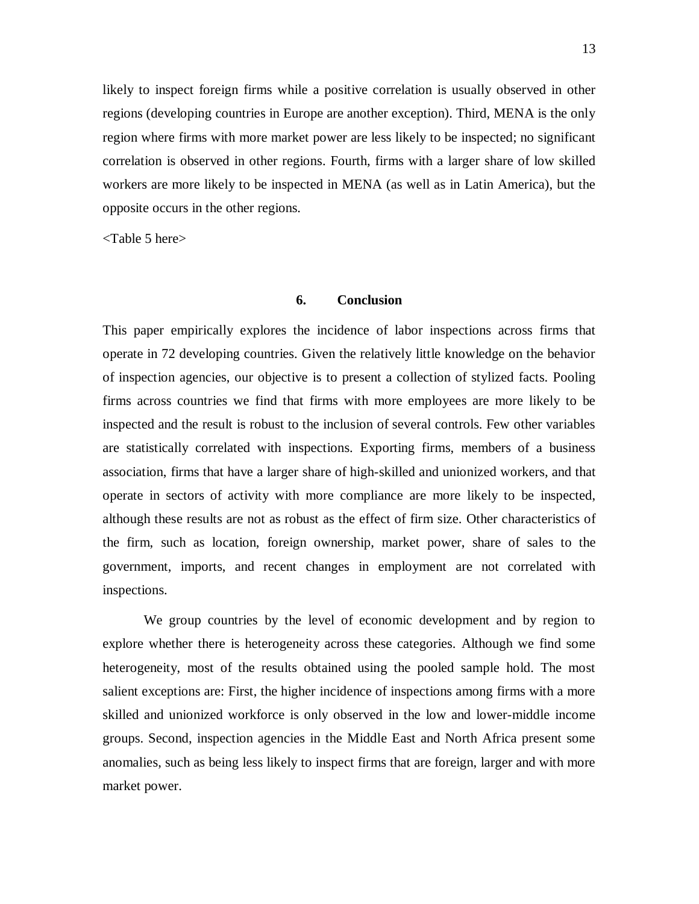likely to inspect foreign firms while a positive correlation is usually observed in other regions (developing countries in Europe are another exception). Third, MENA is the only region where firms with more market power are less likely to be inspected; no significant correlation is observed in other regions. Fourth, firms with a larger share of low skilled workers are more likely to be inspected in MENA (as well as in Latin America), but the opposite occurs in the other regions.

<Table 5 here>

## 6. Conclusion

This paper empirically explores the incidence of labor inspections across firms that operate in 72 developing countries. Given the relatively little knowledge on the behavior of inspection agencies, our objective is to present a collection of stylized facts. Pooling firms across countries we find that firms with more employees are more likely to be inspected and the result is robust to the inclusion of several controls. Few other variables are statistically correlated with inspections. Exporting firms, members of a business association, firms that have a larger share of high-skilled and unionized workers, and that operate in sectors of activity with more compliance are more likely to be inspected, although these results are not as robust as the effect of firm size. Other characteristics of the firm, such as location, foreign ownership, market power, share of sales to the government, imports, and recent changes in employment are not correlated with inspections.

We group countries by the level of economic development and by region to explore whether there is heterogeneity across these categories. Although we find some heterogeneity, most of the results obtained using the pooled sample hold. The most salient exceptions are: First, the higher incidence of inspections among firms with a more skilled and unionized workforce is only observed in the low and lower-middle income groups. Second, inspection agencies in the Middle East and North Africa present some anomalies, such as being less likely to inspect firms that are foreign, larger and with more market power.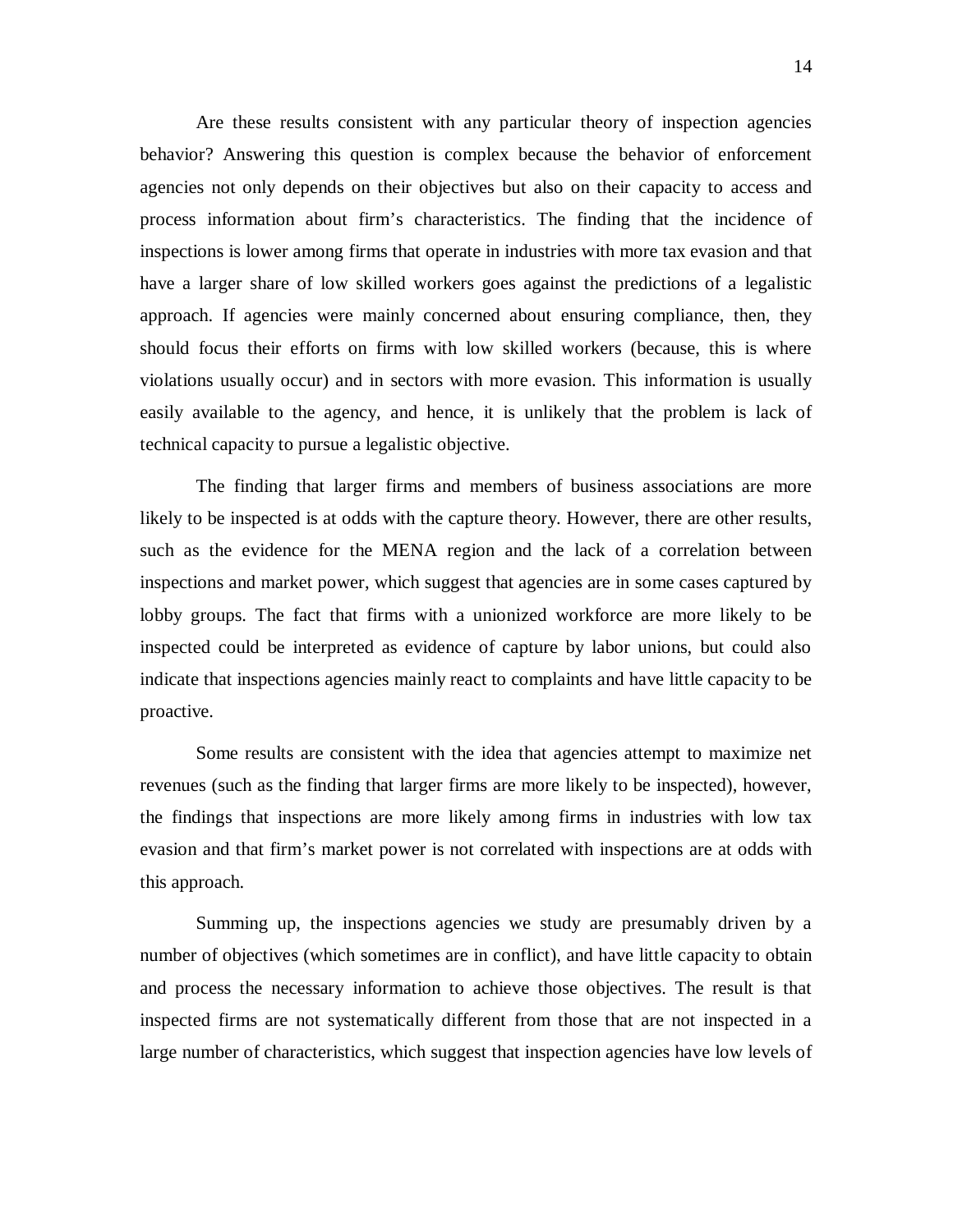Are these results consistent with any particular theory of inspection agencies behavior? Answering this question is complex because the behavior of enforcement agencies not only depends on their objectives but also on their capacity to access and process information about firm's characteristics. The finding that the incidence of inspections is lower among firms that operate in industries with more tax evasion and that have a larger share of low skilled workers goes against the predictions of a legalistic approach. If agencies were mainly concerned about ensuring compliance, then, they should focus their efforts on firms with low skilled workers (because, this is where violations usually occur) and in sectors with more evasion. This information is usually easily available to the agency, and hence, it is unlikely that the problem is lack of technical capacity to pursue a legalistic objective.

The finding that larger firms and members of business associations are more likely to be inspected is at odds with the capture theory. However, there are other results, such as the evidence for the MENA region and the lack of a correlation between inspections and market power, which suggest that agencies are in some cases captured by lobby groups. The fact that firms with a unionized workforce are more likely to be inspected could be interpreted as evidence of capture by labor unions, but could also indicate that inspections agencies mainly react to complaints and have little capacity to be proactive.

Some results are consistent with the idea that agencies attempt to maximize net revenues (such as the finding that larger firms are more likely to be inspected), however, the findings that inspections are more likely among firms in industries with low tax evasion and that firm's market power is not correlated with inspections are at odds with this approach.

Summing up, the inspections agencies we study are presumably driven by a number of objectives (which sometimes are in conflict), and have little capacity to obtain and process the necessary information to achieve those objectives. The result is that inspected firms are not systematically different from those that are not inspected in a large number of characteristics, which suggest that inspection agencies have low levels of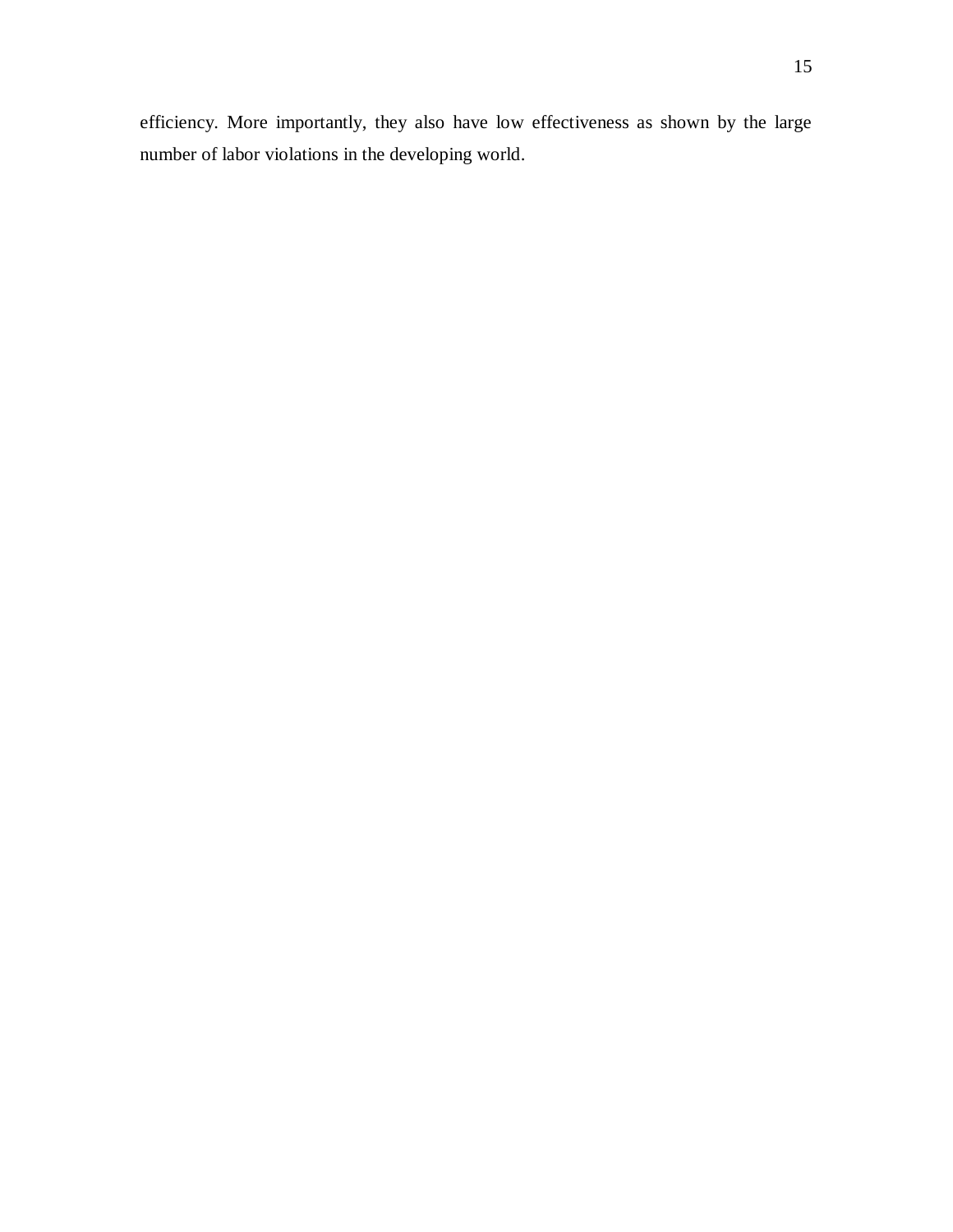efficiency. More importantly, they also have low effectiveness as shown by the large number of labor violations in the developing world.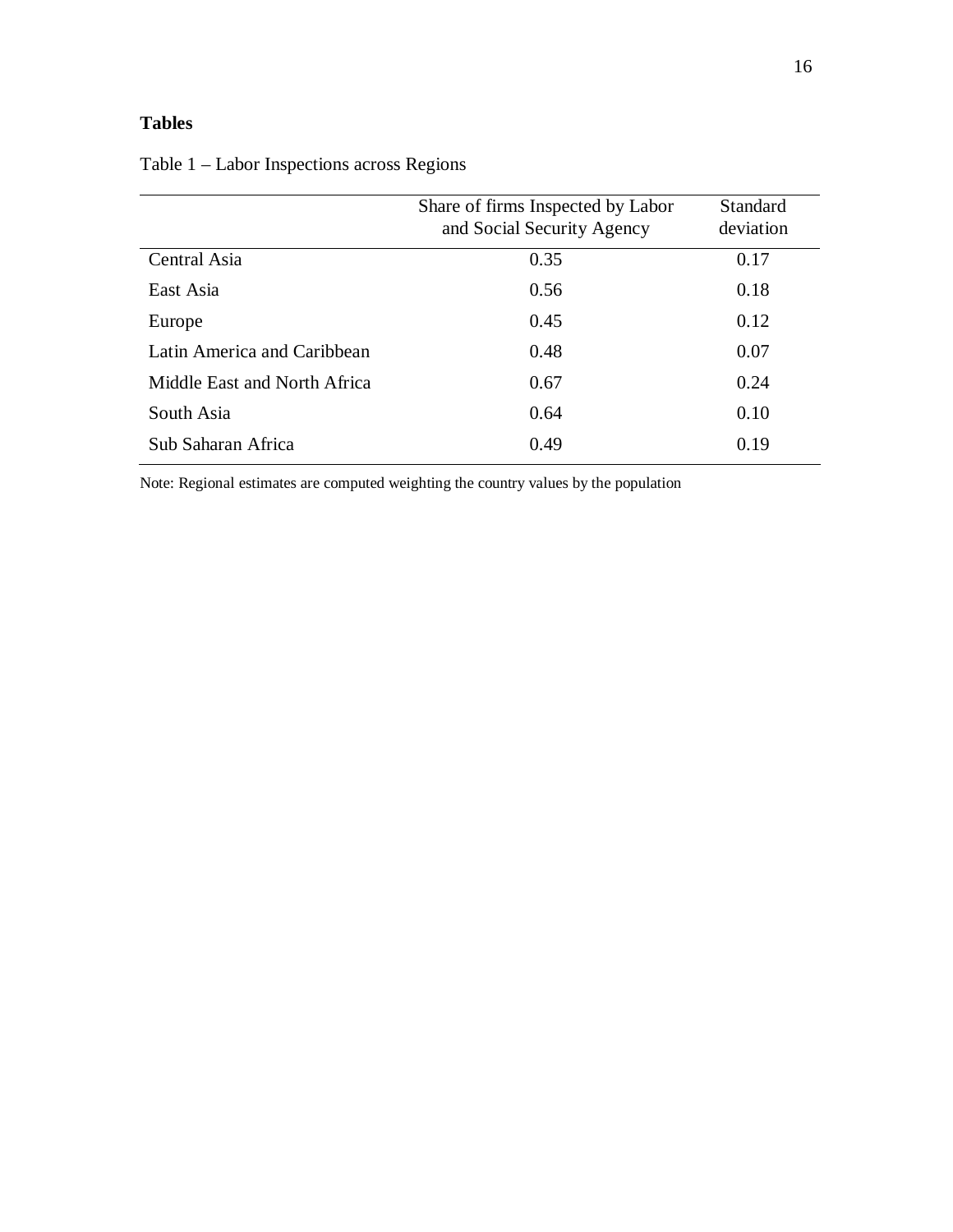## Tables

Table 1 – Labor Inspections across Regions

| | Share of firms Inspected by Labor and Social Security Agency | Standard deviation |
|---|---|---|
| Central Asia | 0.35 | 0.17 |
| East Asia | 0.56 | 0.18 |
| Europe | 0.45 | 0.12 |
| Latin America and Caribbean | 0.48 | 0.07 |
| Middle East and North Africa | 0.67 | 0.24 |
| South Asia | 0.64 | 0.10 |
| Sub Saharan Africa | 0.49 | 0.19 |

Note: Regional estimates are computed weighting the country values by the population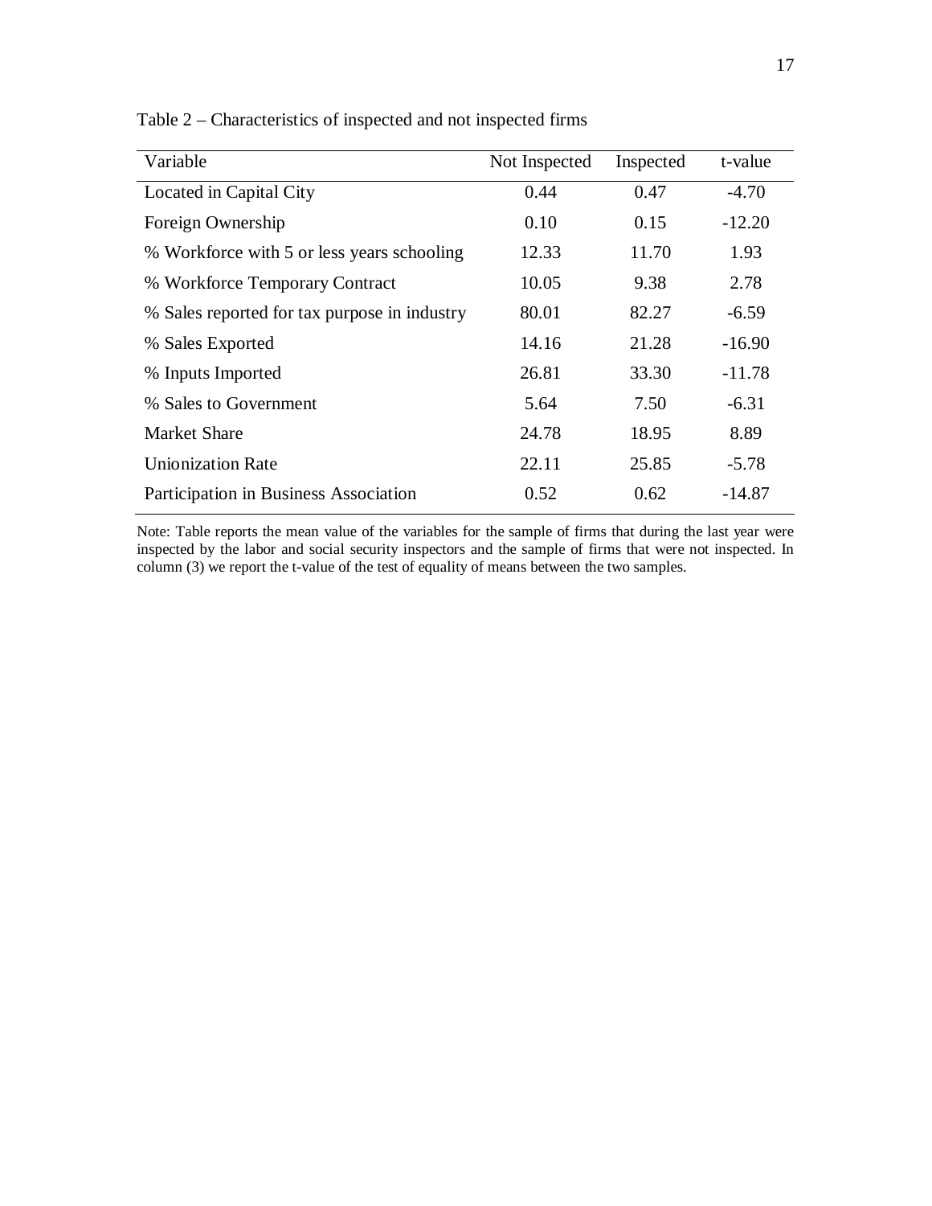Table 2 – Characteristics of inspected and not inspected firms

| Variable | Not Inspected | Inspected | t-value |
|---|---|---|---|
| Located in Capital City | 0.44 | 0.47 | -4.70 |
| Foreign Ownership | 0.10 | 0.15 | -12.20 |
| % Workforce with 5 or less years schooling | 12.33 | 11.70 | 1.93 |
| % Workforce Temporary Contract | 10.05 | 9.38 | 2.78 |
| % Sales reported for tax purpose in industry | 80.01 | 82.27 | -6.59 |
| % Sales Exported | 14.16 | 21.28 | -16.90 |
| % Inputs Imported | 26.81 | 33.30 | -11.78 |
| % Sales to Government | 5.64 | 7.50 | -6.31 |
| Market Share | 24.78 | 18.95 | 8.89 |
| Unionization Rate | 22.11 | 25.85 | -5.78 |
| Participation in Business Association | 0.52 | 0.62 | -14.87 |

Note: Table reports the mean value of the variables for the sample of firms that during the last year were inspected by the labor and social security inspectors and the sample of firms that were not inspected. In column (3) we report the t-value of the test of equality of means between the two samples.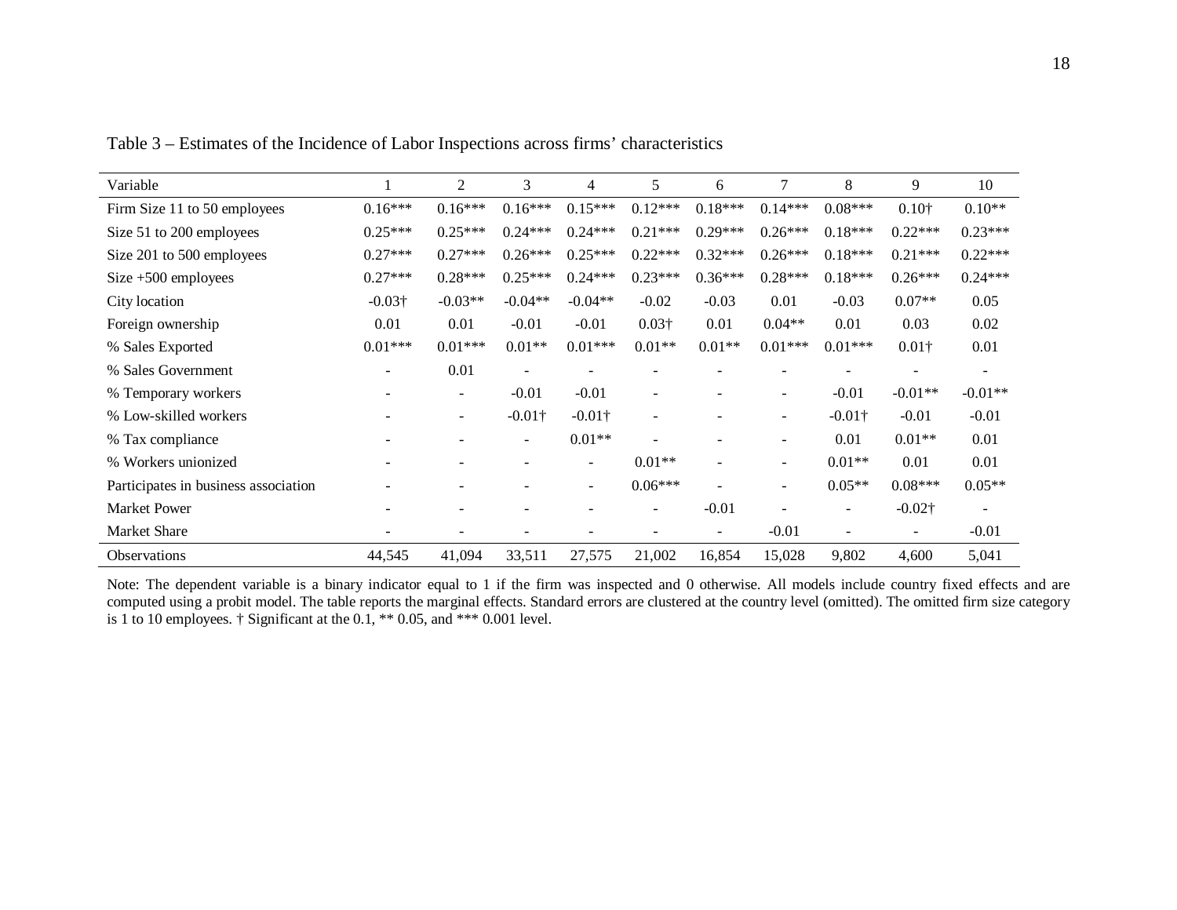Table 3 – Estimates of the Incidence of Labor Inspections across firms' characteristics

| Variable | 1 | 2 | 3 | 4 | 5 | 6 | 7 | 8 | 9 | 10 |
|---|---|---|---|---|---|---|---|---|---|---|
| Firm Size 11 to 50 employees | 0.16*** | 0.16*** | 0.16*** | 0.15*** | 0.12*** | 0.18*** | 0.14*** | 0.08*** | 0.10† | 0.10** |
| Size 51 to 200 employees | 0.25*** | 0.25*** | 0.24*** | 0.24*** | 0.21*** | 0.29*** | 0.26*** | 0.18*** | 0.22*** | 0.23*** |
| Size 201 to 500 employees | 0.27*** | 0.27*** | 0.26*** | 0.25*** | 0.22*** | 0.32*** | 0.26*** | 0.18*** | 0.21*** | 0.22*** |
| Size +500 employees | 0.27*** | 0.28*** | 0.25*** | 0.24*** | 0.23*** | 0.36*** | 0.28*** | 0.18*** | 0.26*** | 0.24*** |
| City location | -0.03† | -0.03** | -0.04** | -0.04** | -0.02 | -0.03 | 0.01 | -0.03 | 0.07** | 0.05 |
| Foreign ownership | 0.01 | 0.01 | -0.01 | -0.01 | 0.03† | 0.01 | 0.04** | 0.01 | 0.03 | 0.02 |
| % Sales Exported | 0.01*** | 0.01*** | 0.01** | 0.01*** | 0.01** | 0.01** | 0.01*** | 0.01*** | 0.01† | 0.01 |
| % Sales Government | - | 0.01 | - | - | - | - | - | - | - | - |
| % Temporary workers | - | - | -0.01 | -0.01 | - | - | - | -0.01 | -0.01** | -0.01** |
| % Low-skilled workers | - | - | -0.01† | -0.01† | - | - | - | -0.01† | -0.01 | -0.01 |
| % Tax compliance | - | - | - | 0.01** | - | - | - | 0.01 | 0.01** | 0.01 |
| % Workers unionized | - | - | - | - | 0.01** | - | - | 0.01** | 0.01 | 0.01 |
| Participates in business association | - | - | - | - | 0.06*** | - | - | 0.05** | 0.08*** | 0.05** |
| Market Power | - | - | - | - | - | -0.01 | - | - | -0.02† | - |
| Market Share | - | - | - | - | - | - | -0.01 | - | - | -0.01 |
| Observations | 44,545 | 41,094 | 33,511 | 27,575 | 21,002 | 16,854 | 15,028 | 9,802 | 4,600 | 5,041 |

Note: The dependent variable is a binary indicator equal to 1 if the firm was inspected and 0 otherwise. All models include country fixed effects and are computed using a probit model. The table reports the marginal effects. Standard errors are clustered at the country level (omitted). The omitted firm size category is 1 to 10 employees. † Significant at the 0.1, ** 0.05, and *** 0.001 level.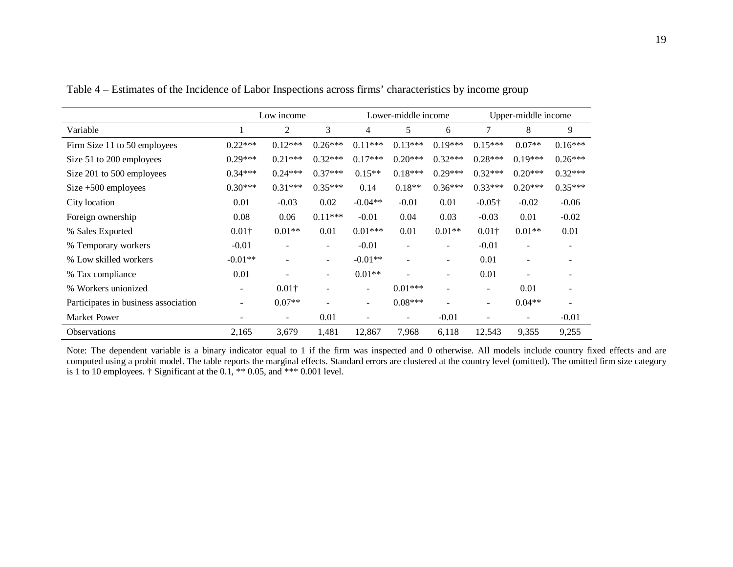Table 4 – Estimates of the Incidence of Labor Inspections across firms' characteristics by income group

| | Low income | | | Lower-middle income | | | Upper-middle income | | |
|---|---|---|---|---|---|---|---|---|---|
| Variable | 1 | 2 | 3 | 4 | 5 | 6 | 7 | 8 | 9 |
| Firm Size 11 to 50 employees | 0.22*** | 0.12*** | 0.26*** | 0.11*** | 0.13*** | 0.19*** | 0.15*** | 0.07** | 0.16*** |
| Size 51 to 200 employees | 0.29*** | 0.21*** | 0.32*** | 0.17*** | 0.20*** | 0.32*** | 0.28*** | 0.19*** | 0.26*** |
| Size 201 to 500 employees | 0.34*** | 0.24*** | 0.37*** | 0.15** | 0.18*** | 0.29*** | 0.32*** | 0.20*** | 0.32*** |
| Size +500 employees | 0.30*** | 0.31*** | 0.35*** | 0.14 | 0.18** | 0.36*** | 0.33*** | 0.20*** | 0.35*** |
| City location | 0.01 | -0.03 | 0.02 | -0.04** | -0.01 | 0.01 | -0.05† | -0.02 | -0.06 |
| Foreign ownership | 0.08 | 0.06 | 0.11*** | -0.01 | 0.04 | 0.03 | -0.03 | 0.01 | -0.02 |
| % Sales Exported | 0.01† | 0.01** | 0.01 | 0.01*** | 0.01 | 0.01** | 0.01† | 0.01** | 0.01 |
| % Temporary workers | -0.01 | - | - | -0.01 | - | - | -0.01 | - | - |
| % Low skilled workers | -0.01** | - | - | -0.01** | - | - | 0.01 | - | - |
| % Tax compliance | 0.01 | - | - | 0.01** | - | - | 0.01 | - | - |
| % Workers unionized | - | 0.01† | - | - | 0.01*** | - | - | 0.01 | - |
| Participates in business association | - | 0.07** | - | - | 0.08*** | - | - | 0.04** | - |
| Market Power | - | - | 0.01 | - | - | -0.01 | - | - | -0.01 |
| Observations | 2,165 | 3,679 | 1,481 | 12,867 | 7,968 | 6,118 | 12,543 | 9,355 | 9,255 |

Note: The dependent variable is a binary indicator equal to 1 if the firm was inspected and 0 otherwise. All models include country fixed effects and are computed using a probit model. The table reports the marginal effects. Standard errors are clustered at the country level (omitted). The omitted firm size category is 1 to 10 employees. † Significant at the 0.1, ** 0.05, and *** 0.001 level.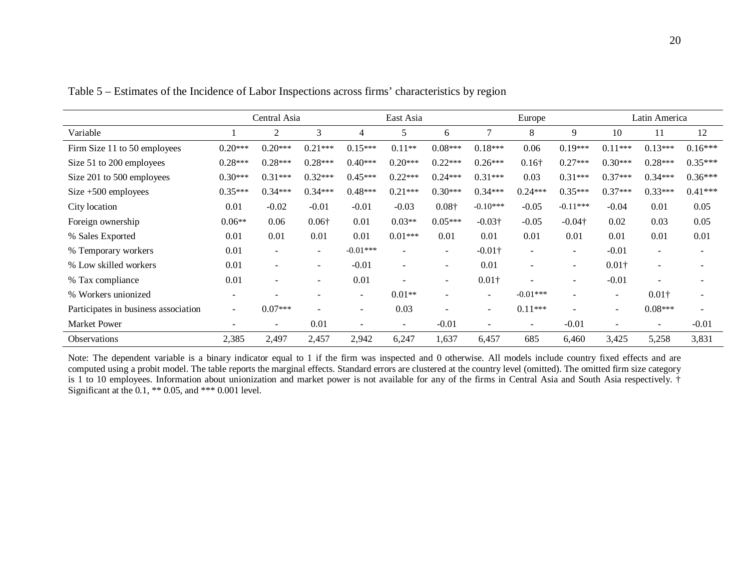Table 5 – Estimates of the Incidence of Labor Inspections across firms' characteristics by region

| | Central Asia | | | East Asia | | | Europe | | | Latin America | | |
|---|---|---|---|---|---|---|---|---|---|---|---|---|
| Variable | 1 | 2 | 3 | 4 | 5 | 6 | 7 | 8 | 9 | 10 | 11 | 12 |
| Firm Size 11 to 50 employees | 0.20*** | 0.20*** | 0.21*** | 0.15*** | 0.11** | 0.08*** | 0.18*** | 0.06 | 0.19*** | 0.11*** | 0.13*** | 0.16*** |
| Size 51 to 200 employees | 0.28*** | 0.28*** | 0.28*** | 0.40*** | 0.20*** | 0.22*** | 0.26*** | 0.16† | 0.27*** | 0.30*** | 0.28*** | 0.35*** |
| Size 201 to 500 employees | 0.30*** | 0.31*** | 0.32*** | 0.45*** | 0.22*** | 0.24*** | 0.31*** | 0.03 | 0.31*** | 0.37*** | 0.34*** | 0.36*** |
| Size +500 employees | 0.35*** | 0.34*** | 0.34*** | 0.48*** | 0.21*** | 0.30*** | 0.34*** | 0.24*** | 0.35*** | 0.37*** | 0.33*** | 0.41*** |
| City location | 0.01 | -0.02 | -0.01 | -0.01 | -0.03 | 0.08† | -0.10*** | -0.05 | -0.11*** | -0.04 | 0.01 | 0.05 |
| Foreign ownership | 0.06** | 0.06 | 0.06† | 0.01 | 0.03** | 0.05*** | -0.03† | -0.05 | -0.04† | 0.02 | 0.03 | 0.05 |
| % Sales Exported | 0.01 | 0.01 | 0.01 | 0.01 | 0.01*** | 0.01 | 0.01 | 0.01 | 0.01 | 0.01 | 0.01 | 0.01 |
| % Temporary workers | 0.01 | - | - | -0.01*** | - | - | -0.01† | - | - | -0.01 | - | - |
| % Low skilled workers | 0.01 | - | - | -0.01 | - | - | 0.01 | - | - | 0.01† | - | - |
| % Tax compliance | 0.01 | - | - | 0.01 | - | - | 0.01† | - | - | -0.01 | - | - |
| % Workers unionized | - | - | - | - | 0.01** | - | - | -0.01*** | - | - | 0.01† | - |
| Participates in business association | - | 0.07*** | - | - | 0.03 | - | - | 0.11*** | - | - | 0.08*** | - |
| Market Power | - | - | 0.01 | - | - | -0.01 | - | - | -0.01 | - | - | -0.01 |
| Observations | 2,385 | 2,497 | 2,457 | 2,942 | 6,247 | 1,637 | 6,457 | 685 | 6,460 | 3,425 | 5,258 | 3,831 |

Note: The dependent variable is a binary indicator equal to 1 if the firm was inspected and 0 otherwise. All models include country fixed effects and are computed using a probit model. The table reports the marginal effects. Standard errors are clustered at the country level (omitted). The omitted firm size category is 1 to 10 employees. Information about unionization and market power is not available for any of the firms in Central Asia and South Asia respectively. † Significant at the 0.1, ** 0.05, and *** 0.001 level.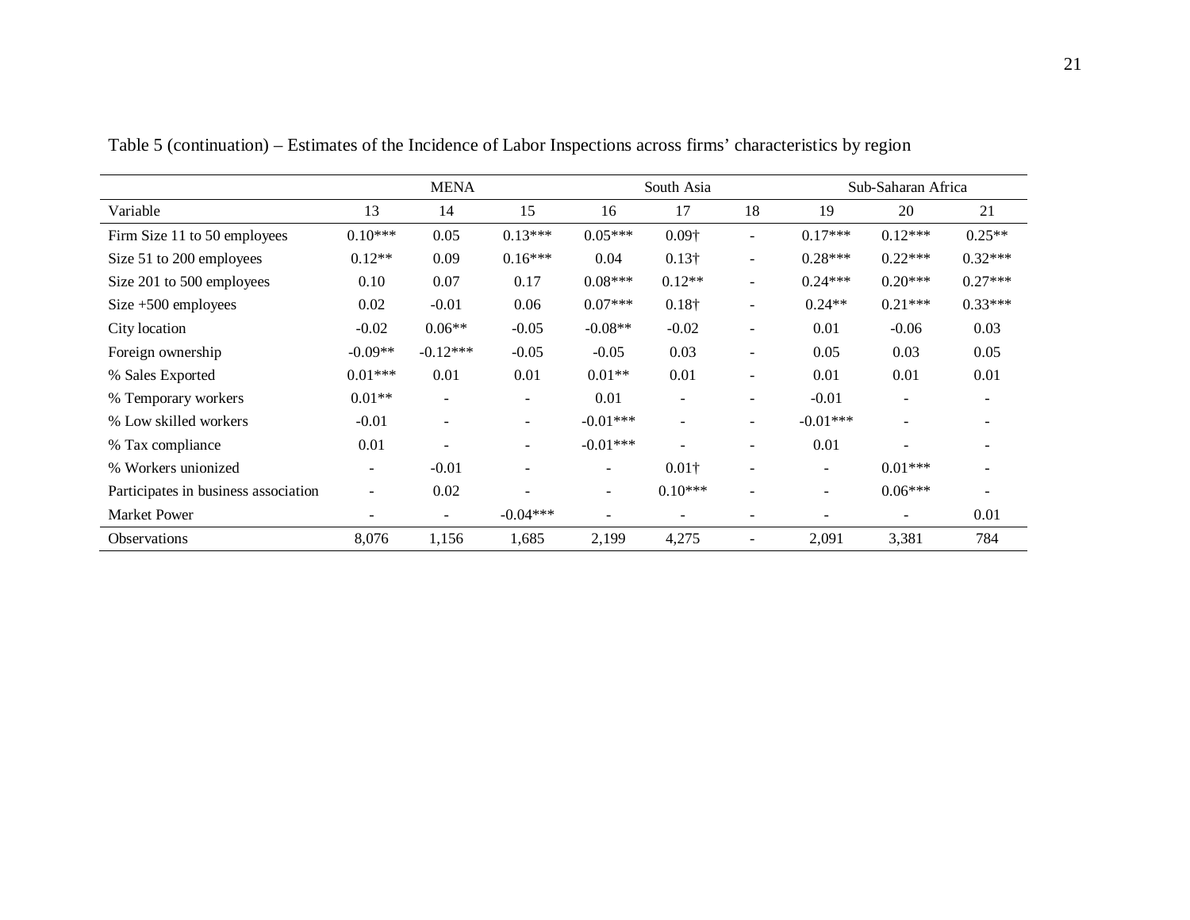Table 5 (continuation) – Estimates of the Incidence of Labor Inspections across firms' characteristics by region

| | MENA | | | South Asia | | | Sub-Saharan Africa | | |
|---|---|---|---|---|---|---|---|---|---|
| Variable | 13 | 14 | 15 | 16 | 17 | 18 | 19 | 20 | 21 |
| Firm Size 11 to 50 employees | 0.10*** | 0.05 | 0.13*** | 0.05*** | 0.09† | - | 0.17*** | 0.12*** | 0.25** |
| Size 51 to 200 employees | 0.12** | 0.09 | 0.16*** | 0.04 | 0.13† | - | 0.28*** | 0.22*** | 0.32*** |
| Size 201 to 500 employees | 0.10 | 0.07 | 0.17 | 0.08*** | 0.12** | - | 0.24*** | 0.20*** | 0.27*** |
| Size +500 employees | 0.02 | -0.01 | 0.06 | 0.07*** | 0.18† | - | 0.24** | 0.21*** | 0.33*** |
| City location | -0.02 | 0.06** | -0.05 | -0.08** | -0.02 | - | 0.01 | -0.06 | 0.03 |
| Foreign ownership | -0.09** | -0.12*** | -0.05 | -0.05 | 0.03 | - | 0.05 | 0.03 | 0.05 |
| % Sales Exported | 0.01*** | 0.01 | 0.01 | 0.01** | 0.01 | - | 0.01 | 0.01 | 0.01 |
| % Temporary workers | 0.01** | - | - | 0.01 | - | - | -0.01 | - | - |
| % Low skilled workers | -0.01 | - | - | -0.01*** | - | - | -0.01*** | - | - |
| % Tax compliance | 0.01 | - | - | -0.01*** | - | - | 0.01 | - | - |
| % Workers unionized | - | -0.01 | - | - | 0.01† | - | - | 0.01*** | - |
| Participates in business association | - | 0.02 | - | - | 0.10*** | - | - | 0.06*** | - |
| Market Power | - | - | -0.04*** | - | - | - | - | - | 0.01 |
| Observations | 8,076 | 1,156 | 1,685 | 2,199 | 4,275 | - | 2,091 | 3,381 | 784 |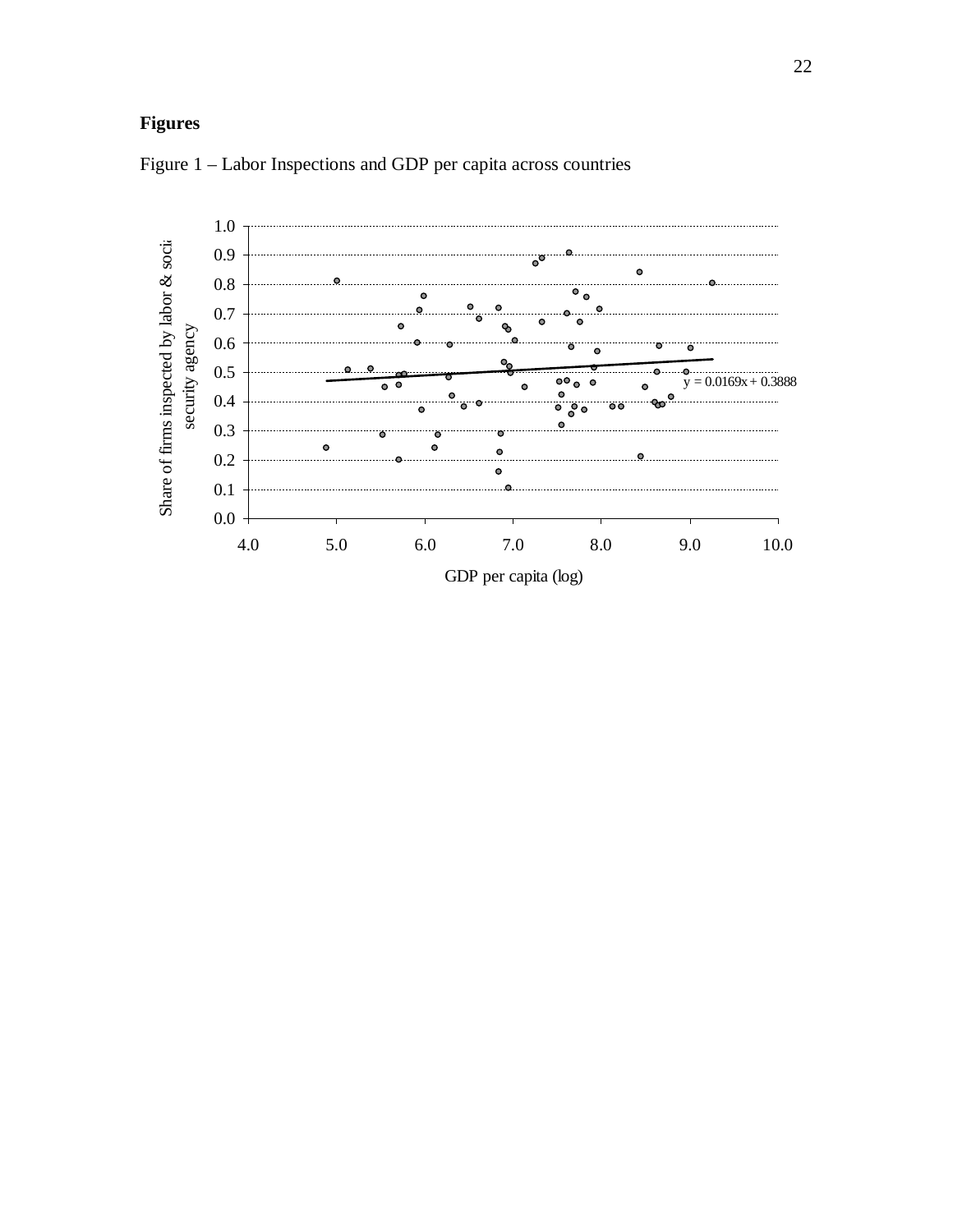**Figures**

Figure 1 – Labor Inspections and GDP per capita across countries

Share of firms inspected by labor & social security agency

$y = 0.0169x + 0.3888$

GDP per capita (log)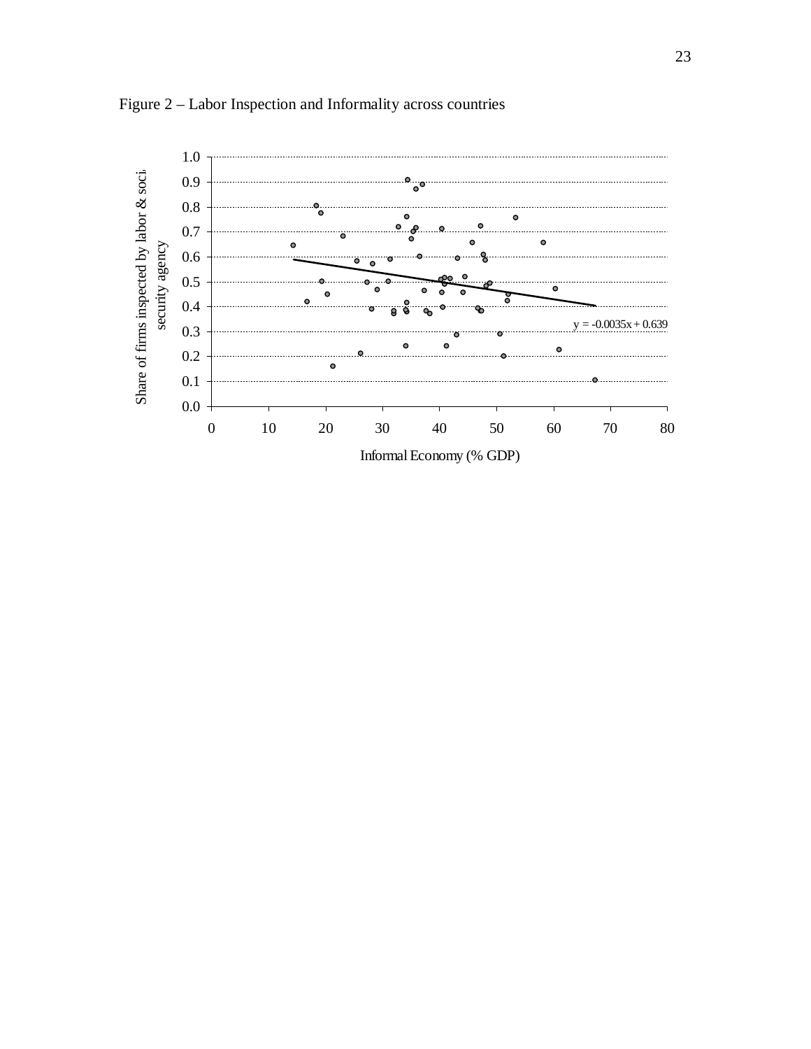Figure 2 – Labor Inspection and Informality across countries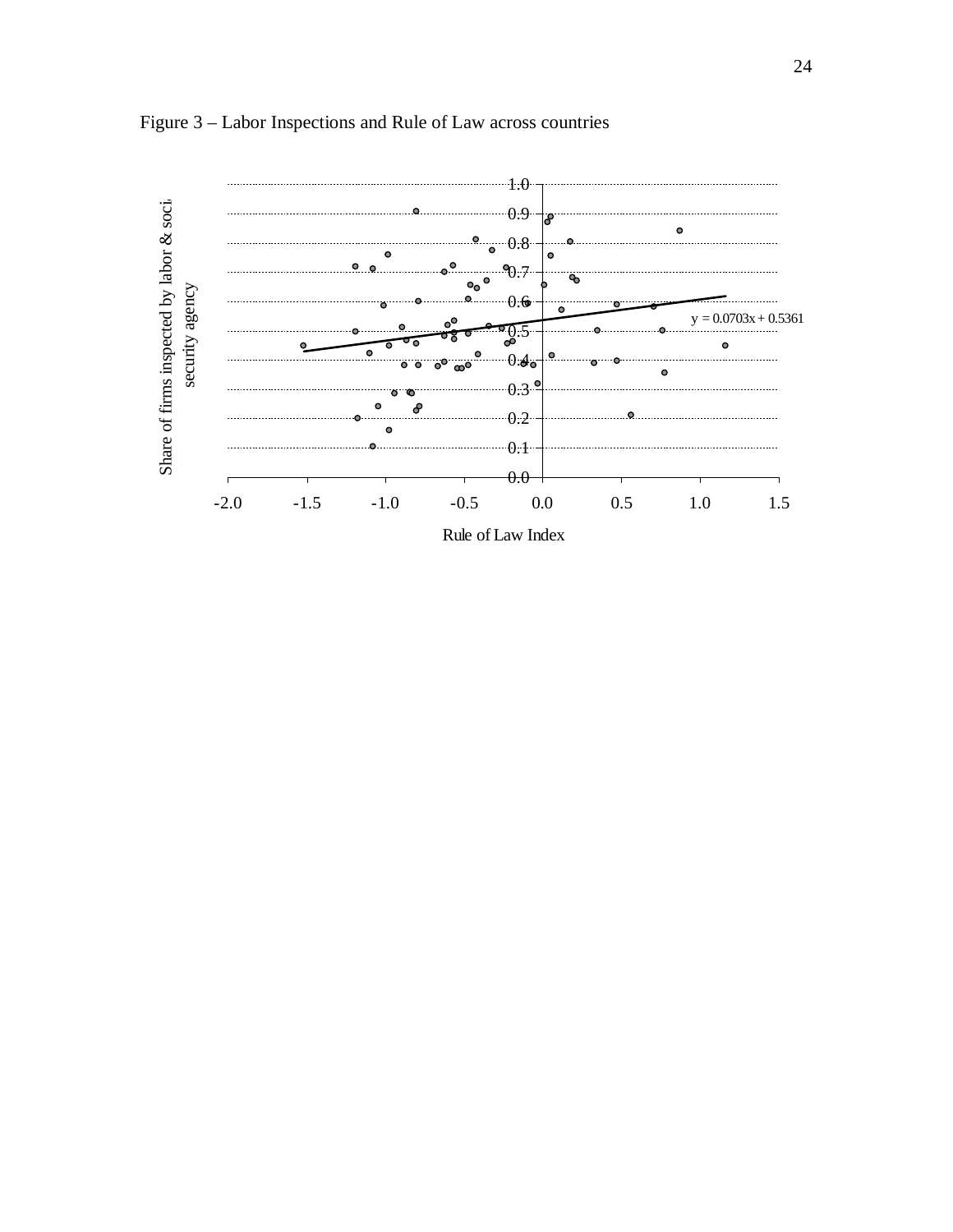Figure 3 – Labor Inspections and Rule of Law across countries

Share of firms inspected by labor & social security agency

$y = 0.0703x + 0.5361$

Rule of Law Index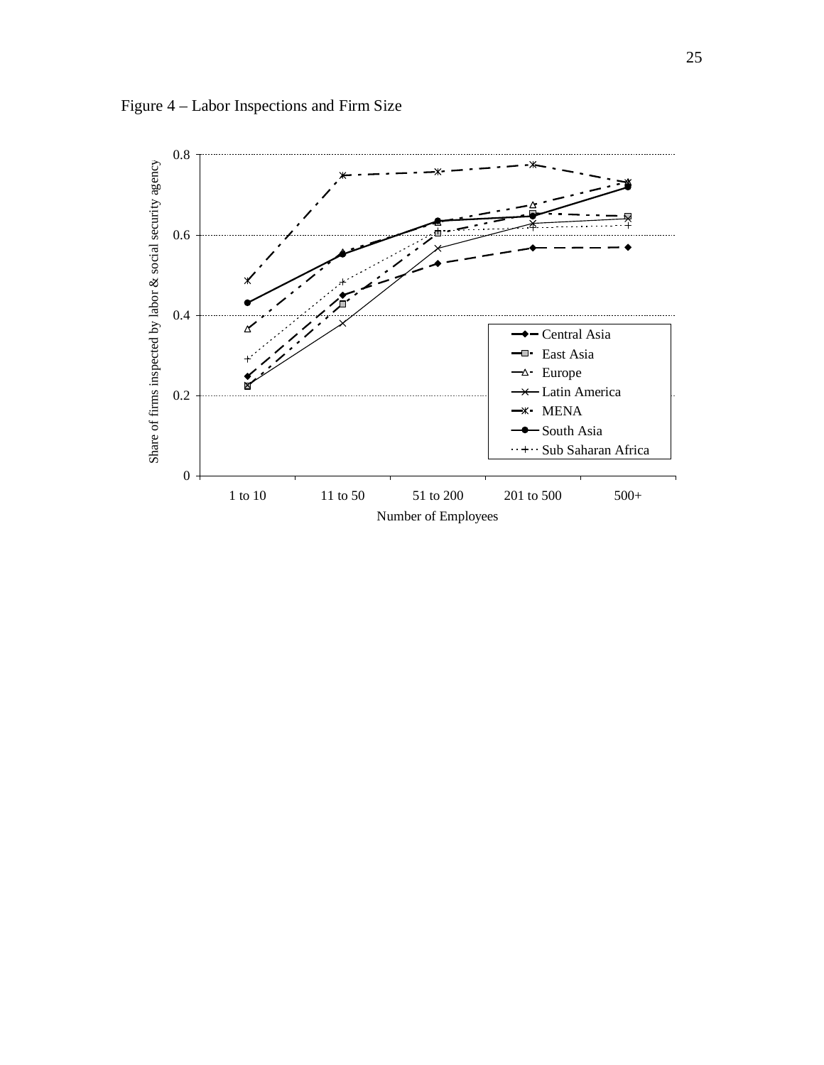Figure 4 – Labor Inspections and Firm Size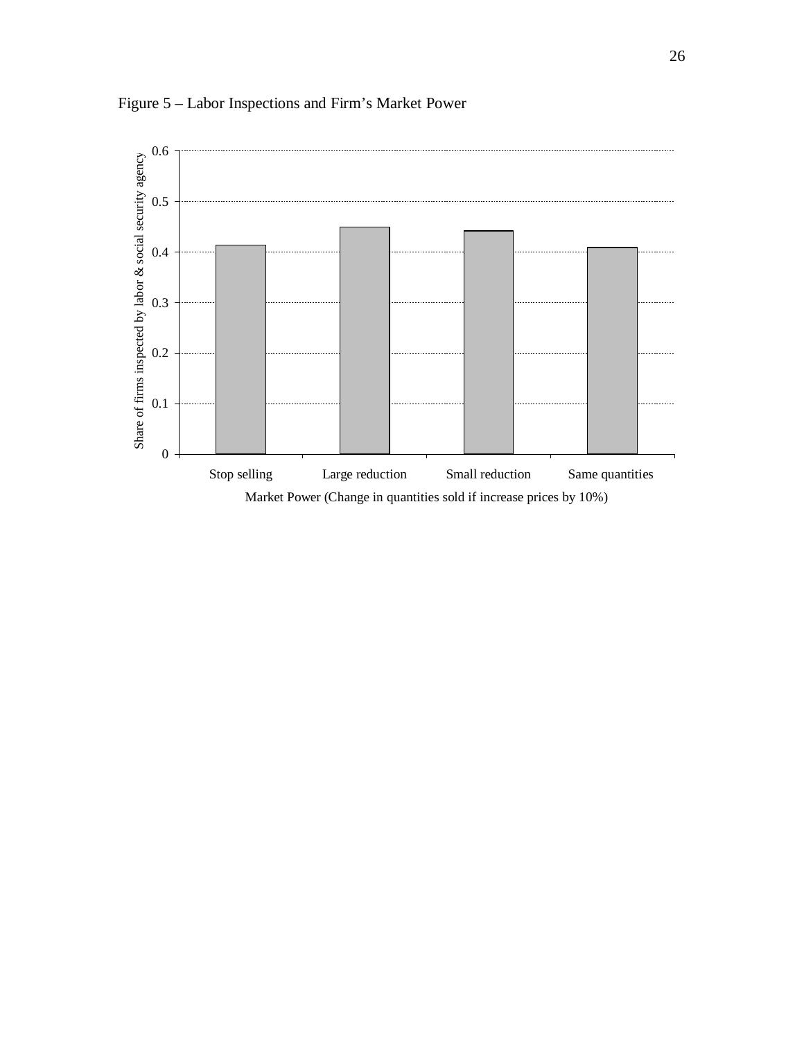Figure 5 – Labor Inspections and Firm's Market Power

Share of firms inspected by labor & social security agency

Market Power (Change in quantities sold if increase prices by 10%)

Stop selling | Large reduction | Small reduction | Same quantities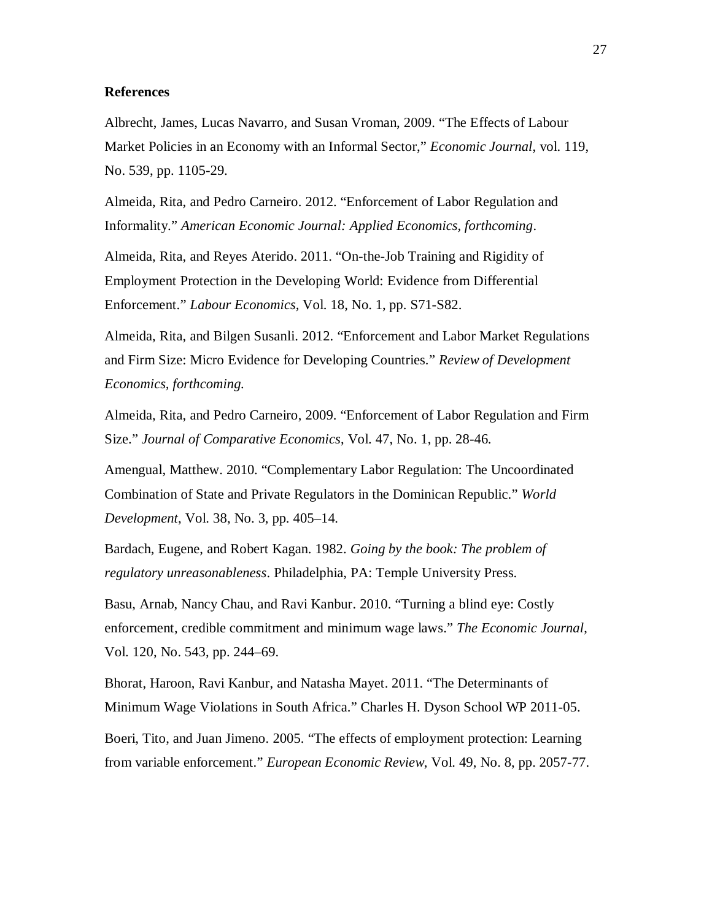## References

Albrecht, James, Lucas Navarro, and Susan Vroman, 2009. “The Effects of Labour Market Policies in an Economy with an Informal Sector,” *Economic Journal*, vol. 119, No. 539, pp. 1105-29.

Almeida, Rita, and Pedro Carneiro. 2012. “Enforcement of Labor Regulation and Informality.” *American Economic Journal: Applied Economics, forthcoming*.

Almeida, Rita, and Reyes Aterido. 2011. “On-the-Job Training and Rigidity of Employment Protection in the Developing World: Evidence from Differential Enforcement.” *Labour Economics,* Vol. 18, No. 1, pp. S71-S82.

Almeida, Rita, and Bilgen Susanli. 2012. “Enforcement and Labor Market Regulations and Firm Size: Micro Evidence for Developing Countries.” *Review of Development Economics, forthcoming.*

Almeida, Rita, and Pedro Carneiro, 2009. “Enforcement of Labor Regulation and Firm Size.” *Journal of Comparative Economics*, Vol. 47, No. 1, pp. 28-46.

Amengual, Matthew. 2010. “Complementary Labor Regulation: The Uncoordinated Combination of State and Private Regulators in the Dominican Republic.” *World Development*, Vol. 38, No. 3, pp. 405–14.

Bardach, Eugene, and Robert Kagan. 1982. *Going by the book: The problem of regulatory unreasonableness*. Philadelphia, PA: Temple University Press.

Basu, Arnab, Nancy Chau, and Ravi Kanbur. 2010. “Turning a blind eye: Costly enforcement, credible commitment and minimum wage laws.” *The Economic Journal*, Vol. 120, No. 543, pp. 244–69.

Bhorat, Haroon, Ravi Kanbur, and Natasha Mayet. 2011. “The Determinants of Minimum Wage Violations in South Africa.” Charles H. Dyson School WP 2011-05.

Boeri, Tito, and Juan Jimeno. 2005. “The effects of employment protection: Learning from variable enforcement.” *European Economic Review*, Vol. 49, No. 8, pp. 2057-77.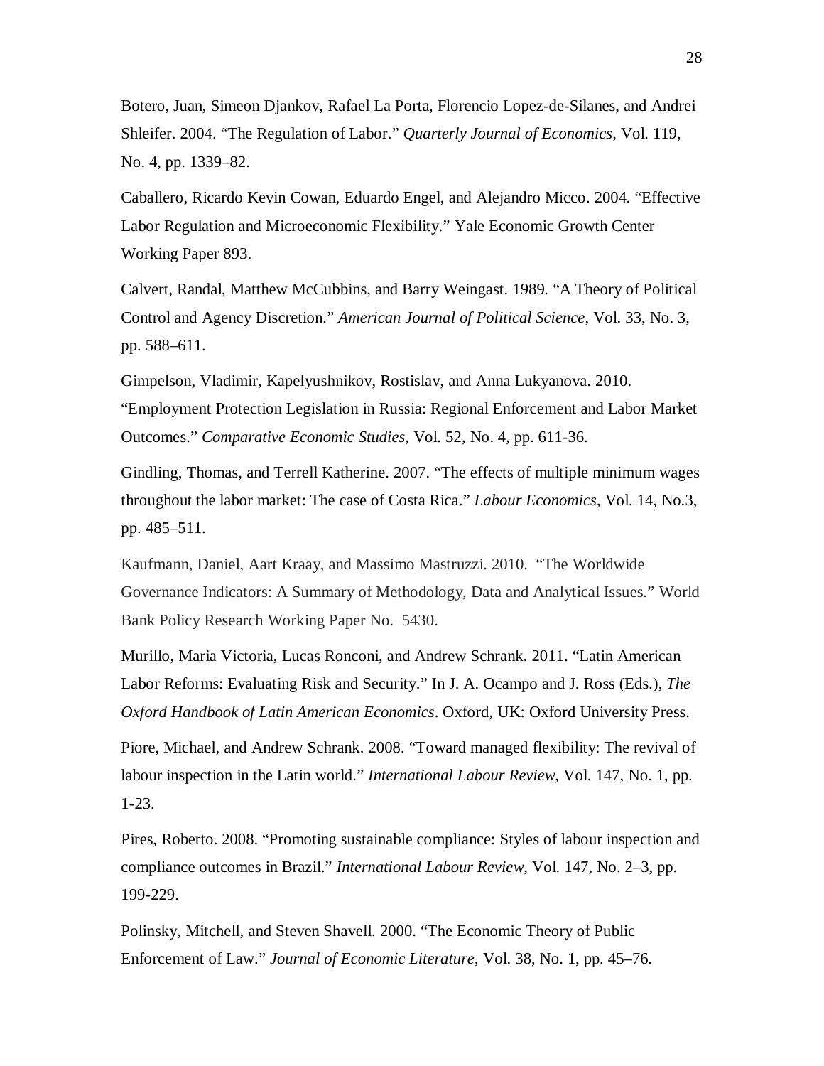Botero, Juan, Simeon Djankov, Rafael La Porta, Florencio Lopez-de-Silanes, and Andrei Shleifer. 2004. "The Regulation of Labor." *Quarterly Journal of Economics*, Vol. 119, No. 4, pp. 1339–82.

Caballero, Ricardo Kevin Cowan, Eduardo Engel, and Alejandro Micco. 2004. "Effective Labor Regulation and Microeconomic Flexibility." Yale Economic Growth Center Working Paper 893.

Calvert, Randal, Matthew McCubbins, and Barry Weingast. 1989. "A Theory of Political Control and Agency Discretion." *American Journal of Political Science*, Vol. 33, No. 3, pp. 588–611.

Gimpelson, Vladimir, Kapelyushnikov, Rostislav, and Anna Lukyanova. 2010. "Employment Protection Legislation in Russia: Regional Enforcement and Labor Market Outcomes." *Comparative Economic Studies*, Vol. 52, No. 4, pp. 611-36.

Gindling, Thomas, and Terrell Katherine. 2007. "The effects of multiple minimum wages throughout the labor market: The case of Costa Rica." *Labour Economics*, Vol. 14, No.3, pp. 485–511.

Kaufmann, Daniel, Aart Kraay, and Massimo Mastruzzi. 2010. "The Worldwide Governance Indicators: A Summary of Methodology, Data and Analytical Issues." World Bank Policy Research Working Paper No. 5430.

Murillo, Maria Victoria, Lucas Ronconi, and Andrew Schrank. 2011. "Latin American Labor Reforms: Evaluating Risk and Security." In J. A. Ocampo and J. Ross (Eds.), *The Oxford Handbook of Latin American Economics*. Oxford, UK: Oxford University Press.

Piore, Michael, and Andrew Schrank. 2008. "Toward managed flexibility: The revival of labour inspection in the Latin world." *International Labour Review*, Vol. 147, No. 1, pp. 1-23.

Pires, Roberto. 2008. "Promoting sustainable compliance: Styles of labour inspection and compliance outcomes in Brazil." *International Labour Review*, Vol. 147, No. 2–3, pp. 199-229.

Polinsky, Mitchell, and Steven Shavell. 2000. "The Economic Theory of Public Enforcement of Law." *Journal of Economic Literature*, Vol. 38, No. 1, pp. 45–76.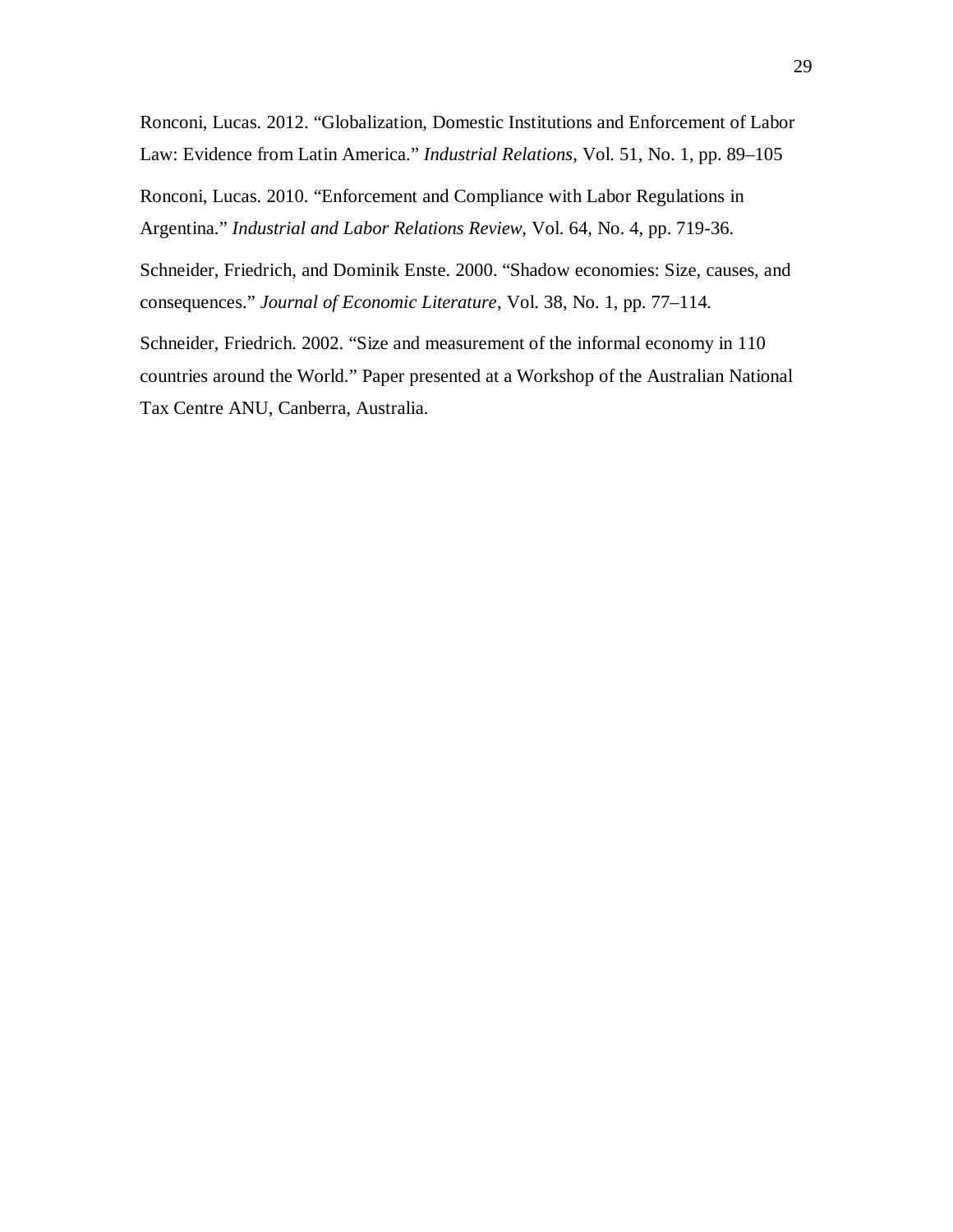Ronconi, Lucas. 2012. "Globalization, Domestic Institutions and Enforcement of Labor Law: Evidence from Latin America." *Industrial Relations*, Vol. 51, No. 1, pp. 89–105

Ronconi, Lucas. 2010. "Enforcement and Compliance with Labor Regulations in Argentina." *Industrial and Labor Relations Review*, Vol. 64, No. 4, pp. 719-36.

Schneider, Friedrich, and Dominik Enste. 2000. "Shadow economies: Size, causes, and consequences." *Journal of Economic Literature*, Vol. 38, No. 1, pp. 77–114.

Schneider, Friedrich. 2002. "Size and measurement of the informal economy in 110 countries around the World." Paper presented at a Workshop of the Australian National Tax Centre ANU, Canberra, Australia.